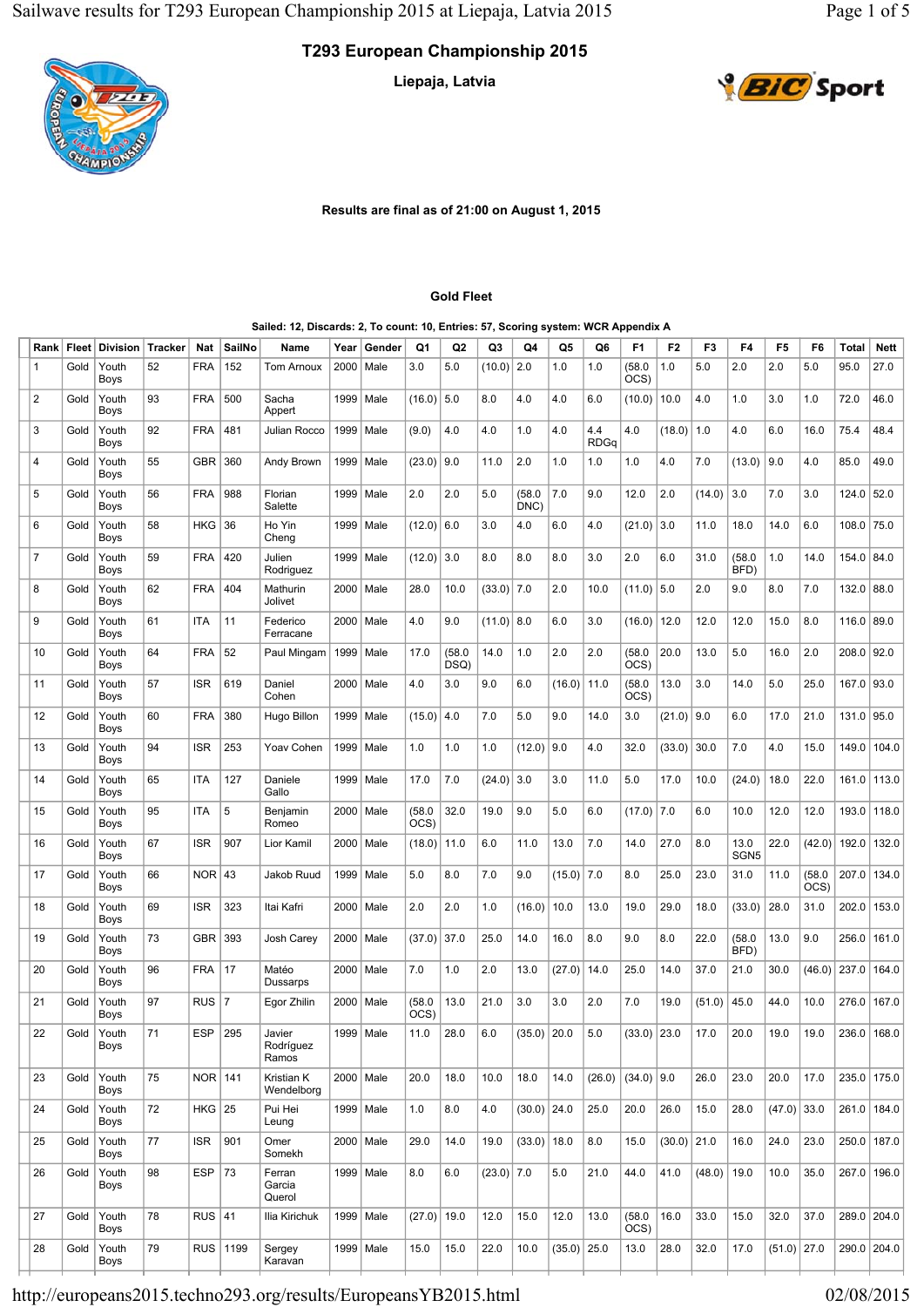# T293 European Championship 2015

**Liepaja, Latvia**

**Results are final as of 21:00 on August 1, 2015**

## Gold Fleet

**Sailed: 12, Discards: 2, To count: 10, Entries: 57, Scoring system: WCR Appendix A**

| Rank | Fleet | Division | Tracker | Nat | SailNo | Name | Year | Gender | Q1 | Q2 | Q3 | Q4 | Q5 | Q6 | F1 | F2 | F3 | F4 | F5 | F6 | Total | Nett |
|---|---|---|---|---|---|---|---|---|---|---|---|---|---|---|---|---|---|---|---|---|---|---|
| 1 | Gold | Youth Boys | 52 | FRA | 152 | Tom Arnoux | 2000 | Male | 3.0 | 5.0 | (10.0) | 2.0 | 1.0 | 1.0 | (58.0 OCS) | 1.0 | 5.0 | 2.0 | 2.0 | 5.0 | 95.0 | 27.0 |
| 2 | Gold | Youth Boys | 93 | FRA | 500 | Sacha Appert | 1999 | Male | (16.0) | 5.0 | 8.0 | 4.0 | 4.0 | 6.0 | (10.0) | 10.0 | 4.0 | 1.0 | 3.0 | 1.0 | 72.0 | 46.0 |
| 3 | Gold | Youth Boys | 92 | FRA | 481 | Julian Rocco | 1999 | Male | (9.0) | 4.0 | 4.0 | 1.0 | 4.0 | 4.4 RDGq | 4.0 | (18.0) | 1.0 | 4.0 | 6.0 | 16.0 | 75.4 | 48.4 |
| 4 | Gold | Youth Boys | 55 | GBR | 360 | Andy Brown | 1999 | Male | (23.0) | 9.0 | 11.0 | 2.0 | 1.0 | 1.0 | 1.0 | 4.0 | 7.0 | (13.0) | 9.0 | 4.0 | 85.0 | 49.0 |
| 5 | Gold | Youth Boys | 56 | FRA | 988 | Florian Salette | 1999 | Male | 2.0 | 2.0 | 5.0 | (58.0 DNC) | 7.0 | 9.0 | 12.0 | 2.0 | (14.0) | 3.0 | 7.0 | 3.0 | 124.0 | 52.0 |
| 6 | Gold | Youth Boys | 58 | HKG | 36 | Ho Yin Cheng | 1999 | Male | (12.0) | 6.0 | 3.0 | 4.0 | 6.0 | 4.0 | (21.0) | 3.0 | 11.0 | 18.0 | 14.0 | 6.0 | 108.0 | 75.0 |
| 7 | Gold | Youth Boys | 59 | FRA | 420 | Julien Rodriguez | 1999 | Male | (12.0) | 3.0 | 8.0 | 8.0 | 8.0 | 3.0 | 2.0 | 6.0 | 31.0 | (58.0 BFD) | 1.0 | 14.0 | 154.0 | 84.0 |
| 8 | Gold | Youth Boys | 62 | FRA | 404 | Mathurin Jolivet | 2000 | Male | 28.0 | 10.0 | (33.0) | 7.0 | 2.0 | 10.0 | (11.0) | 5.0 | 2.0 | 9.0 | 8.0 | 7.0 | 132.0 | 88.0 |
| 9 | Gold | Youth Boys | 61 | ITA | 11 | Federico Ferracane | 2000 | Male | 4.0 | 9.0 | (11.0) | 8.0 | 6.0 | 3.0 | (16.0) | 12.0 | 12.0 | 12.0 | 15.0 | 8.0 | 116.0 | 89.0 |
| 10 | Gold | Youth Boys | 64 | FRA | 52 | Paul Mingam | 1999 | Male | 17.0 | (58.0 DSQ) | 14.0 | 1.0 | 2.0 | 2.0 | (58.0 OCS) | 20.0 | 13.0 | 5.0 | 16.0 | 2.0 | 208.0 | 92.0 |
| 11 | Gold | Youth Boys | 57 | ISR | 619 | Daniel Cohen | 2000 | Male | 4.0 | 3.0 | 9.0 | 6.0 | (16.0) | 11.0 | (58.0 OCS) | 13.0 | 3.0 | 14.0 | 5.0 | 25.0 | 167.0 | 93.0 |
| 12 | Gold | Youth Boys | 60 | FRA | 380 | Hugo Billon | 1999 | Male | (15.0) | 4.0 | 7.0 | 5.0 | 9.0 | 14.0 | 3.0 | (21.0) | 9.0 | 6.0 | 17.0 | 21.0 | 131.0 | 95.0 |
| 13 | Gold | Youth Boys | 94 | ISR | 253 | Yoav Cohen | 1999 | Male | 1.0 | 1.0 | 1.0 | (12.0) | 9.0 | 4.0 | 32.0 | (33.0) | 30.0 | 7.0 | 4.0 | 15.0 | 149.0 | 104.0 |
| 14 | Gold | Youth Boys | 65 | ITA | 127 | Daniele Gallo | 1999 | Male | 17.0 | 7.0 | (24.0) | 3.0 | 3.0 | 11.0 | 5.0 | 17.0 | 10.0 | (24.0) | 18.0 | 22.0 | 161.0 | 113.0 |
| 15 | Gold | Youth Boys | 95 | ITA | 5 | Benjamin Romeo | 2000 | Male | (58.0 OCS) | 32.0 | 19.0 | 9.0 | 5.0 | 6.0 | (17.0) | 7.0 | 6.0 | 10.0 | 12.0 | 12.0 | 193.0 | 118.0 |
| 16 | Gold | Youth Boys | 67 | ISR | 907 | Lior Kamil | 2000 | Male | (18.0) | 11.0 | 6.0 | 11.0 | 13.0 | 7.0 | 14.0 | 27.0 | 8.0 | 13.0 SGN5 | 22.0 | (42.0) | 192.0 | 132.0 |
| 17 | Gold | Youth Boys | 66 | NOR | 43 | Jakob Ruud | 1999 | Male | 5.0 | 8.0 | 7.0 | 9.0 | (15.0) | 7.0 | 8.0 | 25.0 | 23.0 | 31.0 | 11.0 | (58.0 OCS) | 207.0 | 134.0 |
| 18 | Gold | Youth Boys | 69 | ISR | 323 | Itai Kafri | 2000 | Male | 2.0 | 2.0 | 1.0 | (16.0) | 10.0 | 13.0 | 19.0 | 29.0 | 18.0 | (33.0) | 28.0 | 31.0 | 202.0 | 153.0 |
| 19 | Gold | Youth Boys | 73 | GBR | 393 | Josh Carey | 2000 | Male | (37.0) | 37.0 | 25.0 | 14.0 | 16.0 | 8.0 | 9.0 | 8.0 | 22.0 | (58.0 BFD) | 13.0 | 9.0 | 256.0 | 161.0 |
| 20 | Gold | Youth Boys | 96 | FRA | 17 | Matéo Dussarps | 2000 | Male | 7.0 | 1.0 | 2.0 | 13.0 | (27.0) | 14.0 | 25.0 | 14.0 | 37.0 | 21.0 | 30.0 | (46.0) | 237.0 | 164.0 |
| 21 | Gold | Youth Boys | 97 | RUS | 7 | Egor Zhilin | 2000 | Male | (58.0 OCS) | 13.0 | 21.0 | 3.0 | 3.0 | 2.0 | 7.0 | 19.0 | (51.0) | 45.0 | 44.0 | 10.0 | 276.0 | 167.0 |
| 22 | Gold | Youth Boys | 71 | ESP | 295 | Javier Rodríguez Ramos | 1999 | Male | 11.0 | 28.0 | 6.0 | (35.0) | 20.0 | 5.0 | (33.0) | 23.0 | 17.0 | 20.0 | 19.0 | 19.0 | 236.0 | 168.0 |
| 23 | Gold | Youth Boys | 75 | NOR | 141 | Kristian K Wendelborg | 2000 | Male | 20.0 | 18.0 | 10.0 | 18.0 | 14.0 | (26.0) | (34.0) | 9.0 | 26.0 | 23.0 | 20.0 | 17.0 | 235.0 | 175.0 |
| 24 | Gold | Youth Boys | 72 | HKG | 25 | Pui Hei Leung | 1999 | Male | 1.0 | 8.0 | 4.0 | (30.0) | 24.0 | 25.0 | 20.0 | 26.0 | 15.0 | 28.0 | (47.0) | 33.0 | 261.0 | 184.0 |
| 25 | Gold | Youth Boys | 77 | ISR | 901 | Omer Somekh | 2000 | Male | 29.0 | 14.0 | 19.0 | (33.0) | 18.0 | 8.0 | 15.0 | (30.0) | 21.0 | 16.0 | 24.0 | 23.0 | 250.0 | 187.0 |
| 26 | Gold | Youth Boys | 98 | ESP | 73 | Ferran Garcia Querol | 1999 | Male | 8.0 | 6.0 | (23.0) | 7.0 | 5.0 | 21.0 | 44.0 | 41.0 | (48.0) | 19.0 | 10.0 | 35.0 | 267.0 | 196.0 |
| 27 | Gold | Youth Boys | 78 | RUS | 41 | Ilia Kirichuk | 1999 | Male | (27.0) | 19.0 | 12.0 | 15.0 | 12.0 | 13.0 | (58.0 OCS) | 16.0 | 33.0 | 15.0 | 32.0 | 37.0 | 289.0 | 204.0 |
| 28 | Gold | Youth Boys | 79 | RUS | 1199 | Sergey Karavan | 1999 | Male | 15.0 | 15.0 | 22.0 | 10.0 | (35.0) | 25.0 | 13.0 | 28.0 | 32.0 | 17.0 | (51.0) | 27.0 | 290.0 | 204.0 |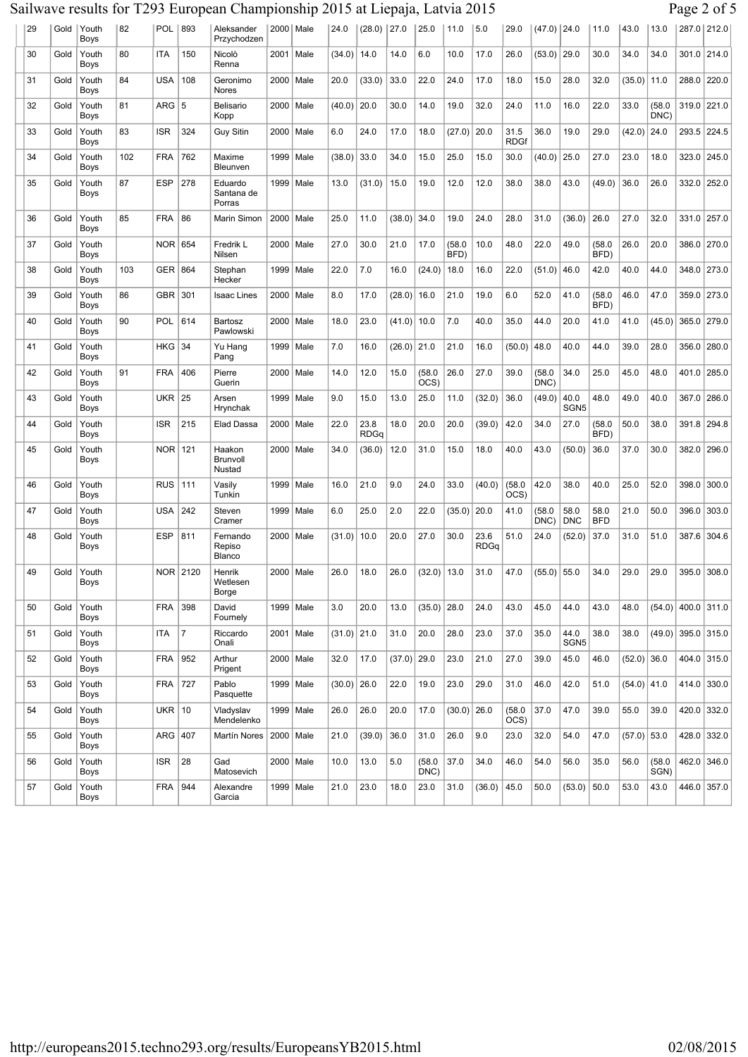| | | | | | | | | | | | | | | | | | | | | | | | | | | |
|---|---|---|---|---|---|---|---|---|---|---|---|---|---|---|---|---|---|---|---|---|---|---|---|---|---|---|
| 29 | Gold | Youth Boys | 82 | POL | 893 | Aleksander Przychodzen | 2000 | Male | 24.0 | (28.0) | 27.0 | 25.0 | 11.0 | 5.0 | 29.0 | (47.0) | 24.0 | 11.0 | 43.0 | 13.0 | 287.0 | 212.0 |
| 30 | Gold | Youth Boys | 80 | ITA | 150 | Nicolò Renna | 2001 | Male | (34.0) | 14.0 | 14.0 | 6.0 | 10.0 | 17.0 | 26.0 | (53.0) | 29.0 | 30.0 | 34.0 | 34.0 | 301.0 | 214.0 |
| 31 | Gold | Youth Boys | 84 | USA | 108 | Geronimo Nores | 2000 | Male | 20.0 | (33.0) | 33.0 | 22.0 | 24.0 | 17.0 | 18.0 | 15.0 | 28.0 | 32.0 | (35.0) | 11.0 | 288.0 | 220.0 |
| 32 | Gold | Youth Boys | 81 | ARG | 5 | Belisario Kopp | 2000 | Male | (40.0) | 20.0 | 30.0 | 14.0 | 19.0 | 32.0 | 24.0 | 11.0 | 16.0 | 22.0 | 33.0 | (58.0 DNC) | 319.0 | 221.0 |
| 33 | Gold | Youth Boys | 83 | ISR | 324 | Guy Sitin | 2000 | Male | 6.0 | 24.0 | 17.0 | 18.0 | (27.0) | 20.0 | 31.5 RDGf | 36.0 | 19.0 | 29.0 | (42.0) | 24.0 | 293.5 | 224.5 |
| 34 | Gold | Youth Boys | 102 | FRA | 762 | Maxime Bleunven | 1999 | Male | (38.0) | 33.0 | 34.0 | 15.0 | 25.0 | 15.0 | 30.0 | (40.0) | 25.0 | 27.0 | 23.0 | 18.0 | 323.0 | 245.0 |
| 35 | Gold | Youth Boys | 87 | ESP | 278 | Eduardo Santana de Porras | 1999 | Male | 13.0 | (31.0) | 15.0 | 19.0 | 12.0 | 12.0 | 38.0 | 38.0 | 43.0 | (49.0) | 36.0 | 26.0 | 332.0 | 252.0 |
| 36 | Gold | Youth Boys | 85 | FRA | 86 | Marin Simon | 2000 | Male | 25.0 | 11.0 | (38.0) | 34.0 | 19.0 | 24.0 | 28.0 | 31.0 | (36.0) | 26.0 | 27.0 | 32.0 | 331.0 | 257.0 |
| 37 | Gold | Youth Boys | | NOR | 654 | Fredrik L Nilsen | 2000 | Male | 27.0 | 30.0 | 21.0 | 17.0 | (58.0 BFD) | 10.0 | 48.0 | 22.0 | 49.0 | (58.0 BFD) | 26.0 | 20.0 | 386.0 | 270.0 |
| 38 | Gold | Youth Boys | 103 | GER | 864 | Stephan Hecker | 1999 | Male | 22.0 | 7.0 | 16.0 | (24.0) | 18.0 | 16.0 | 22.0 | (51.0) | 46.0 | 42.0 | 40.0 | 44.0 | 348.0 | 273.0 |
| 39 | Gold | Youth Boys | 86 | GBR | 301 | Isaac Lines | 2000 | Male | 8.0 | 17.0 | (28.0) | 16.0 | 21.0 | 19.0 | 6.0 | 52.0 | 41.0 | (58.0 BFD) | 46.0 | 47.0 | 359.0 | 273.0 |
| 40 | Gold | Youth Boys | 90 | POL | 614 | Bartosz Pawlowski | 2000 | Male | 18.0 | 23.0 | (41.0) | 10.0 | 7.0 | 40.0 | 35.0 | 44.0 | 20.0 | 41.0 | 41.0 | (45.0) | 365.0 | 279.0 |
| 41 | Gold | Youth Boys | | HKG | 34 | Yu Hang Pang | 1999 | Male | 7.0 | 16.0 | (26.0) | 21.0 | 21.0 | 16.0 | (50.0) | 48.0 | 40.0 | 44.0 | 39.0 | 28.0 | 356.0 | 280.0 |
| 42 | Gold | Youth Boys | 91 | FRA | 406 | Pierre Guerin | 2000 | Male | 14.0 | 12.0 | 15.0 | (58.0 OCS) | 26.0 | 27.0 | 39.0 | (58.0 DNC) | 34.0 | 25.0 | 45.0 | 48.0 | 401.0 | 285.0 |
| 43 | Gold | Youth Boys | | UKR | 25 | Arsen Hrynchak | 1999 | Male | 9.0 | 15.0 | 13.0 | 25.0 | 11.0 | (32.0) | 36.0 | (49.0) | 40.0 SGN5 | 48.0 | 49.0 | 40.0 | 367.0 | 286.0 |
| 44 | Gold | Youth Boys | | ISR | 215 | Elad Dassa | 2000 | Male | 22.0 | 23.8 RDGq | 18.0 | 20.0 | 20.0 | (39.0) | 42.0 | 34.0 | 27.0 | (58.0 BFD) | 50.0 | 38.0 | 391.8 | 294.8 |
| 45 | Gold | Youth Boys | | NOR | 121 | Haakon Brunvoll Nustad | 2000 | Male | 34.0 | (36.0) | 12.0 | 31.0 | 15.0 | 18.0 | 40.0 | 43.0 | (50.0) | 36.0 | 37.0 | 30.0 | 382.0 | 296.0 |
| 46 | Gold | Youth Boys | | RUS | 111 | Vasily Tunkin | 1999 | Male | 16.0 | 21.0 | 9.0 | 24.0 | 33.0 | (40.0) | (58.0 OCS) | 42.0 | 38.0 | 40.0 | 25.0 | 52.0 | 398.0 | 300.0 |
| 47 | Gold | Youth Boys | | USA | 242 | Steven Cramer | 1999 | Male | 6.0 | 25.0 | 2.0 | 22.0 | (35.0) | 20.0 | 41.0 | (58.0 DNC) | 58.0 DNC | 58.0 BFD | 21.0 | 50.0 | 396.0 | 303.0 |
| 48 | Gold | Youth Boys | | ESP | 811 | Fernando Repiso Blanco | 2000 | Male | (31.0) | 10.0 | 20.0 | 27.0 | 30.0 | 23.6 RDGq | 51.0 | 24.0 | (52.0) | 37.0 | 31.0 | 51.0 | 387.6 | 304.6 |
| 49 | Gold | Youth Boys | | NOR | 2120 | Henrik Wetlesen Borge | 2000 | Male | 26.0 | 18.0 | 26.0 | (32.0) | 13.0 | 31.0 | 47.0 | (55.0) | 55.0 | 34.0 | 29.0 | 29.0 | 395.0 | 308.0 |
| 50 | Gold | Youth Boys | | FRA | 398 | David Fournely | 1999 | Male | 3.0 | 20.0 | 13.0 | (35.0) | 28.0 | 24.0 | 43.0 | 45.0 | 44.0 | 43.0 | 48.0 | (54.0) | 400.0 | 311.0 |
| 51 | Gold | Youth Boys | | ITA | 7 | Riccardo Onali | 2001 | Male | (31.0) | 21.0 | 31.0 | 20.0 | 28.0 | 23.0 | 37.0 | 35.0 | 44.0 SGN5 | 38.0 | 38.0 | (49.0) | 395.0 | 315.0 |
| 52 | Gold | Youth Boys | | FRA | 952 | Arthur Prigent | 2000 | Male | 32.0 | 17.0 | (37.0) | 29.0 | 23.0 | 21.0 | 27.0 | 39.0 | 45.0 | 46.0 | (52.0) | 36.0 | 404.0 | 315.0 |
| 53 | Gold | Youth Boys | | FRA | 727 | Pablo Pasquette | 1999 | Male | (30.0) | 26.0 | 22.0 | 19.0 | 23.0 | 29.0 | 31.0 | 46.0 | 42.0 | 51.0 | (54.0) | 41.0 | 414.0 | 330.0 |
| 54 | Gold | Youth Boys | | UKR | 10 | Vladyslav Mendelenko | 1999 | Male | 26.0 | 26.0 | 20.0 | 17.0 | (30.0) | 26.0 | (58.0 OCS) | 37.0 | 47.0 | 39.0 | 55.0 | 39.0 | 420.0 | 332.0 |
| 55 | Gold | Youth Boys | | ARG | 407 | Martín Nores | 2000 | Male | 21.0 | (39.0) | 36.0 | 31.0 | 26.0 | 9.0 | 23.0 | 32.0 | 54.0 | 47.0 | (57.0) | 53.0 | 428.0 | 332.0 |
| 56 | Gold | Youth Boys | | ISR | 28 | Gad Matosevich | 2000 | Male | 10.0 | 13.0 | 5.0 | (58.0 DNC) | 37.0 | 34.0 | 46.0 | 54.0 | 56.0 | 35.0 | 56.0 | (58.0 SGN) | 462.0 | 346.0 |
| 57 | Gold | Youth Boys | | FRA | 944 | Alexandre Garcia | 1999 | Male | 21.0 | 23.0 | 18.0 | 23.0 | 31.0 | (36.0) | 45.0 | 50.0 | (53.0) | 50.0 | 53.0 | 43.0 | 446.0 | 357.0 |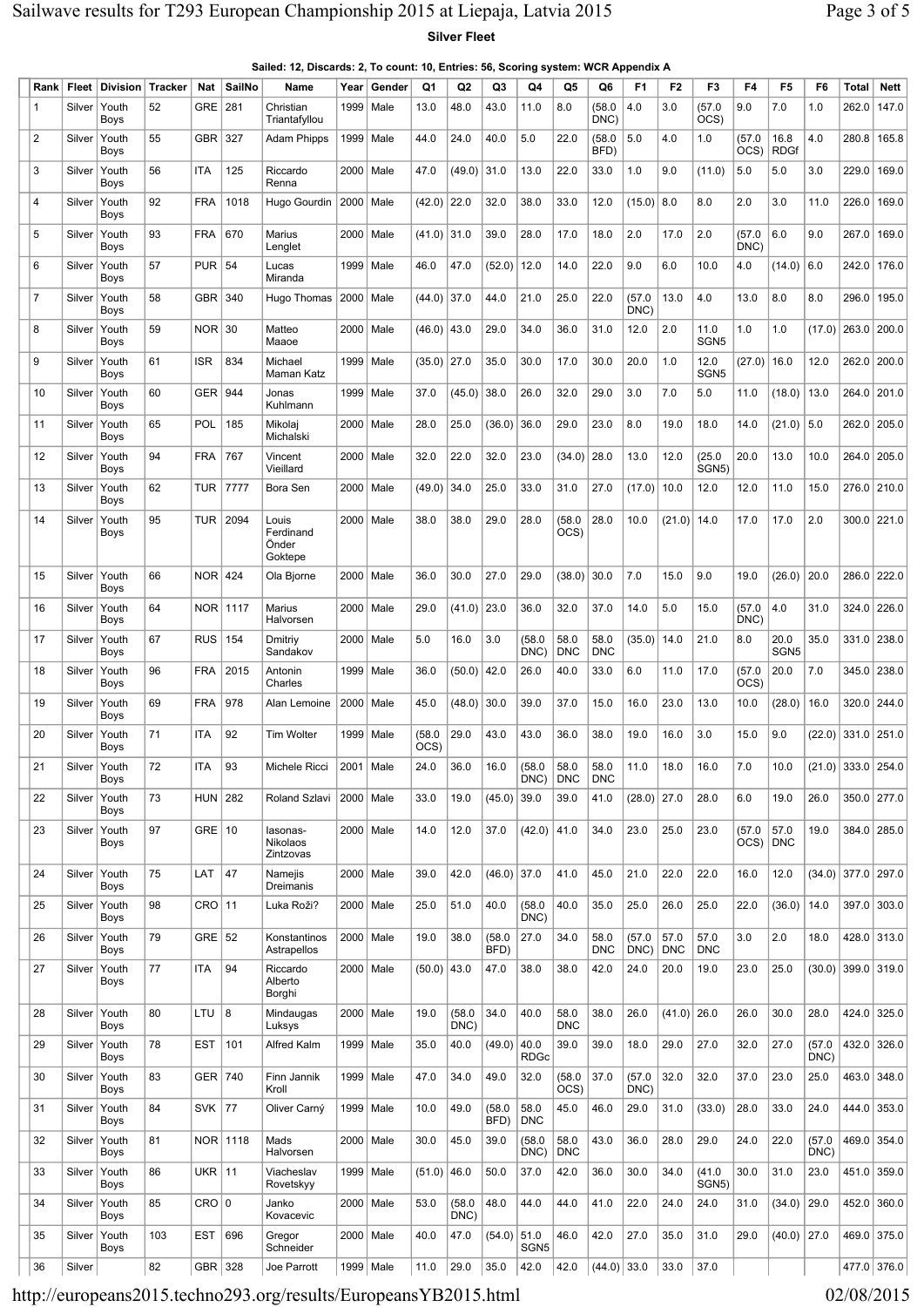**Silver Fleet**

**Sailed: 12, Discards: 2, To count: 10, Entries: 56, Scoring system: WCR Appendix A**

| Rank | Fleet | Division | Tracker | Nat | SailNo | Name | Year | Gender | Q1 | Q2 | Q3 | Q4 | Q5 | Q6 | F1 | F2 | F3 | F4 | F5 | F6 | Total | Nett |
|---|---|---|---|---|---|---|---|---|---|---|---|---|---|---|---|---|---|---|---|---|---|---|
| 1 | Silver | Youth Boys | 52 | GRE | 281 | Christian Triantafyllou | 1999 | Male | 13.0 | 48.0 | 43.0 | 11.0 | 8.0 | (58.0 DNC) | 4.0 | 3.0 | (57.0 OCS) | 9.0 | 7.0 | 1.0 | 262.0 | 147.0 |
| 2 | Silver | Youth Boys | 55 | GBR | 327 | Adam Phipps | 1999 | Male | 44.0 | 24.0 | 40.0 | 5.0 | 22.0 | (58.0 BFD) | 5.0 | 4.0 | 1.0 | (57.0 OCS) | 16.8 RDGf | 4.0 | 280.8 | 165.8 |
| 3 | Silver | Youth Boys | 56 | ITA | 125 | Riccardo Renna | 2000 | Male | 47.0 | (49.0) | 31.0 | 13.0 | 22.0 | 33.0 | 1.0 | 9.0 | (11.0) | 5.0 | 5.0 | 3.0 | 229.0 | 169.0 |
| 4 | Silver | Youth Boys | 92 | FRA | 1018 | Hugo Gourdin | 2000 | Male | (42.0) | 22.0 | 32.0 | 38.0 | 33.0 | 12.0 | (15.0) | 8.0 | 8.0 | 2.0 | 3.0 | 11.0 | 226.0 | 169.0 |
| 5 | Silver | Youth Boys | 93 | FRA | 670 | Marius Lenglet | 2000 | Male | (41.0) | 31.0 | 39.0 | 28.0 | 17.0 | 18.0 | 2.0 | 17.0 | 2.0 | (57.0 DNC) | 6.0 | 9.0 | 267.0 | 169.0 |
| 6 | Silver | Youth Boys | 57 | PUR | 54 | Lucas Miranda | 1999 | Male | 46.0 | 47.0 | (52.0) | 12.0 | 14.0 | 22.0 | 9.0 | 6.0 | 10.0 | 4.0 | (14.0) | 6.0 | 242.0 | 176.0 |
| 7 | Silver | Youth Boys | 58 | GBR | 340 | Hugo Thomas | 2000 | Male | (44.0) | 37.0 | 44.0 | 21.0 | 25.0 | 22.0 | (57.0 DNC) | 13.0 | 4.0 | 13.0 | 8.0 | 8.0 | 296.0 | 195.0 |
| 8 | Silver | Youth Boys | 59 | NOR | 30 | Matteo Maaoe | 2000 | Male | (46.0) | 43.0 | 29.0 | 34.0 | 36.0 | 31.0 | 12.0 | 2.0 | 11.0 SGN5 | 1.0 | 1.0 | (17.0) | 263.0 | 200.0 |
| 9 | Silver | Youth Boys | 61 | ISR | 834 | Michael Maman Katz | 1999 | Male | (35.0) | 27.0 | 35.0 | 30.0 | 17.0 | 30.0 | 20.0 | 1.0 | 12.0 SGN5 | (27.0) | 16.0 | 12.0 | 262.0 | 200.0 |
| 10 | Silver | Youth Boys | 60 | GER | 944 | Jonas Kuhlmann | 1999 | Male | 37.0 | (45.0) | 38.0 | 26.0 | 32.0 | 29.0 | 3.0 | 7.0 | 5.0 | 11.0 | (18.0) | 13.0 | 264.0 | 201.0 |
| 11 | Silver | Youth Boys | 65 | POL | 185 | Mikolaj Michalski | 2000 | Male | 28.0 | 25.0 | (36.0) | 36.0 | 29.0 | 23.0 | 8.0 | 19.0 | 18.0 | 14.0 | (21.0) | 5.0 | 262.0 | 205.0 |
| 12 | Silver | Youth Boys | 94 | FRA | 767 | Vincent Vieillard | 2000 | Male | 32.0 | 22.0 | 32.0 | 23.0 | (34.0) | 28.0 | 13.0 | 12.0 | (25.0 SGN5) | 20.0 | 13.0 | 10.0 | 264.0 | 205.0 |
| 13 | Silver | Youth Boys | 62 | TUR | 7777 | Bora Sen | 2000 | Male | (49.0) | 34.0 | 25.0 | 33.0 | 31.0 | 27.0 | (17.0) | 10.0 | 12.0 | 12.0 | 11.0 | 15.0 | 276.0 | 210.0 |
| 14 | Silver | Youth Boys | 95 | TUR | 2094 | Louis Ferdinand Önder Goktepe | 2000 | Male | 38.0 | 38.0 | 29.0 | 28.0 | (58.0 OCS) | 28.0 | 10.0 | (21.0) | 14.0 | 17.0 | 17.0 | 2.0 | 300.0 | 221.0 |
| 15 | Silver | Youth Boys | 66 | NOR | 424 | Ola Bjorne | 2000 | Male | 36.0 | 30.0 | 27.0 | 29.0 | (38.0) | 30.0 | 7.0 | 15.0 | 9.0 | 19.0 | (26.0) | 20.0 | 286.0 | 222.0 |
| 16 | Silver | Youth Boys | 64 | NOR | 1117 | Marius Halvorsen | 2000 | Male | 29.0 | (41.0) | 23.0 | 36.0 | 32.0 | 37.0 | 14.0 | 5.0 | 15.0 | (57.0 DNC) | 4.0 | 31.0 | 324.0 | 226.0 |
| 17 | Silver | Youth Boys | 67 | RUS | 154 | Dmitriy Sandakov | 2000 | Male | 5.0 | 16.0 | 3.0 | (58.0 DNC) | 58.0 DNC | 58.0 DNC | (35.0) | 14.0 | 21.0 | 8.0 | 20.0 SGN5 | 35.0 | 331.0 | 238.0 |
| 18 | Silver | Youth Boys | 96 | FRA | 2015 | Antonin Charles | 1999 | Male | 36.0 | (50.0) | 42.0 | 26.0 | 40.0 | 33.0 | 6.0 | 11.0 | 17.0 | (57.0 OCS) | 20.0 | 7.0 | 345.0 | 238.0 |
| 19 | Silver | Youth Boys | 69 | FRA | 978 | Alan Lemoine | 2000 | Male | 45.0 | (48.0) | 30.0 | 39.0 | 37.0 | 15.0 | 16.0 | 23.0 | 13.0 | 10.0 | (28.0) | 16.0 | 320.0 | 244.0 |
| 20 | Silver | Youth Boys | 71 | ITA | 92 | Tim Wolter | 1999 | Male | (58.0 OCS) | 29.0 | 43.0 | 43.0 | 36.0 | 38.0 | 19.0 | 16.0 | 3.0 | 15.0 | 9.0 | (22.0) | 331.0 | 251.0 |
| 21 | Silver | Youth Boys | 72 | ITA | 93 | Michele Ricci | 2001 | Male | 24.0 | 36.0 | 16.0 | (58.0 DNC) | 58.0 DNC | 58.0 DNC | 11.0 | 18.0 | 16.0 | 7.0 | 10.0 | (21.0) | 333.0 | 254.0 |
| 22 | Silver | Youth Boys | 73 | HUN | 282 | Roland Szlavi | 2000 | Male | 33.0 | 19.0 | (45.0) | 39.0 | 39.0 | 41.0 | (28.0) | 27.0 | 28.0 | 6.0 | 19.0 | 26.0 | 350.0 | 277.0 |
| 23 | Silver | Youth Boys | 97 | GRE | 10 | Iasonas-Nikolaos Zintzovas | 2000 | Male | 14.0 | 12.0 | 37.0 | (42.0) | 41.0 | 34.0 | 23.0 | 25.0 | 23.0 | (57.0 OCS) | 57.0 DNC | 19.0 | 384.0 | 285.0 |
| 24 | Silver | Youth Boys | 75 | LAT | 47 | Namejis Dreimanis | 2000 | Male | 39.0 | 42.0 | (46.0) | 37.0 | 41.0 | 45.0 | 21.0 | 22.0 | 22.0 | 16.0 | 12.0 | (34.0) | 377.0 | 297.0 |
| 25 | Silver | Youth Boys | 98 | CRO | 11 | Luka Roži? | 2000 | Male | 25.0 | 51.0 | 40.0 | (58.0 DNC) | 40.0 | 35.0 | 25.0 | 26.0 | 25.0 | 22.0 | (36.0) | 14.0 | 397.0 | 303.0 |
| 26 | Silver | Youth Boys | 79 | GRE | 52 | Konstantinos Astrapellos | 2000 | Male | 19.0 | 38.0 | (58.0 BFD) | 27.0 | 34.0 | 58.0 DNC | (57.0 DNC) | 57.0 DNC | 57.0 DNC | 3.0 | 2.0 | 18.0 | 428.0 | 313.0 |
| 27 | Silver | Youth Boys | 77 | ITA | 94 | Riccardo Alberto Borghi | 2000 | Male | (50.0) | 43.0 | 47.0 | 38.0 | 38.0 | 42.0 | 24.0 | 20.0 | 19.0 | 23.0 | 25.0 | (30.0) | 399.0 | 319.0 |
| 28 | Silver | Youth Boys | 80 | LTU | 8 | Mindaugas Luksys | 2000 | Male | 19.0 | (58.0 DNC) | 34.0 | 40.0 | 58.0 DNC | 38.0 | 26.0 | (41.0) | 26.0 | 26.0 | 30.0 | 28.0 | 424.0 | 325.0 |
| 29 | Silver | Youth Boys | 78 | EST | 101 | Alfred Kalm | 1999 | Male | 35.0 | 40.0 | (49.0) | 40.0 RDGc | 39.0 | 39.0 | 18.0 | 29.0 | 27.0 | 32.0 | 27.0 | (57.0 DNC) | 432.0 | 326.0 |
| 30 | Silver | Youth Boys | 83 | GER | 740 | Finn Jannik Kroll | 1999 | Male | 47.0 | 34.0 | 49.0 | 32.0 | (58.0 OCS) | 37.0 | (57.0 DNC) | 32.0 | 32.0 | 37.0 | 23.0 | 25.0 | 463.0 | 348.0 |
| 31 | Silver | Youth Boys | 84 | SVK | 77 | Oliver Carný | 1999 | Male | 10.0 | 49.0 | (58.0 BFD) | 58.0 DNC | 45.0 | 46.0 | 29.0 | 31.0 | (33.0) | 28.0 | 33.0 | 24.0 | 444.0 | 353.0 |
| 32 | Silver | Youth Boys | 81 | NOR | 1118 | Mads Halvorsen | 2000 | Male | 30.0 | 45.0 | 39.0 | (58.0 DNC) | 58.0 DNC | 43.0 | 36.0 | 28.0 | 29.0 | 24.0 | 22.0 | (57.0 DNC) | 469.0 | 354.0 |
| 33 | Silver | Youth Boys | 86 | UKR | 11 | Viacheslav Rovetskyy | 1999 | Male | (51.0) | 46.0 | 50.0 | 37.0 | 42.0 | 36.0 | 30.0 | 34.0 | (41.0 SGN5) | 30.0 | 31.0 | 23.0 | 451.0 | 359.0 |
| 34 | Silver | Youth Boys | 85 | CRO | 0 | Janko Kovacevic | 2000 | Male | 53.0 | (58.0 DNC) | 48.0 | 44.0 | 44.0 | 41.0 | 22.0 | 24.0 | 24.0 | 31.0 | (34.0) | 29.0 | 452.0 | 360.0 |
| 35 | Silver | Youth Boys | 103 | EST | 696 | Gregor Schneider | 2000 | Male | 40.0 | 47.0 | (54.0) | 51.0 SGN5 | 46.0 | 42.0 | 27.0 | 35.0 | 31.0 | 29.0 | (40.0) | 27.0 | 469.0 | 375.0 |
| 36 | Silver | | 82 | GBR | 328 | Joe Parrott | 1999 | Male | 11.0 | 29.0 | 35.0 | 42.0 | 42.0 | (44.0) | 33.0 | 33.0 | 37.0 | | | | 477.0 | 376.0 |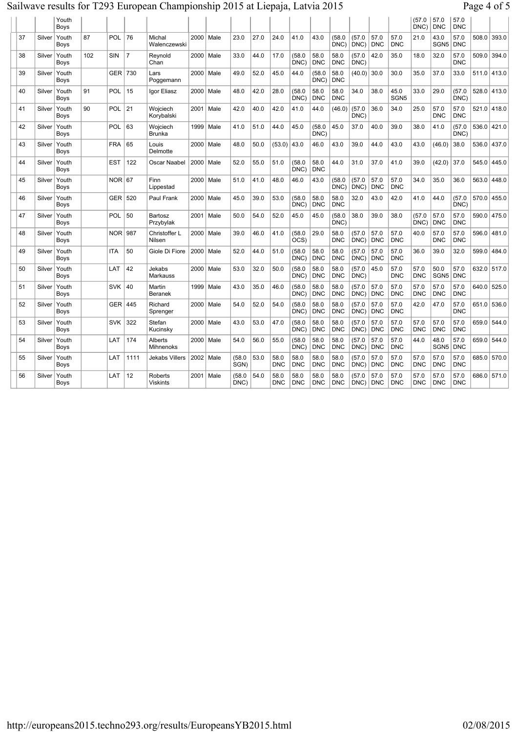| | | | | | | | | | | | | | | | | | | | | | | | | | |
|---|---|---|---|---|---|---|---|---|---|---|---|---|---|---|---|---|---|---|---|---|---|---|---|---|---|
| | | Youth Boys | | | | | | | | | | | | | | | | | | (57.0 DNC) | 57.0 DNC | 57.0 DNC | | |
| 37 | Silver | Youth Boys | 87 | POL | 76 | Michal Walenczewski | 2000 | Male | 23.0 | 27.0 | 24.0 | 41.0 | 43.0 | (58.0 DNC) | (57.0 DNC) | 57.0 DNC | 57.0 DNC | 21.0 | 43.0 SGN5 | 57.0 DNC | 508.0 | 393.0 |
| 38 | Silver | Youth Boys | 102 | SIN | 7 | Reynold Chan | 2000 | Male | 33.0 | 44.0 | 17.0 | (58.0 DNC) | 58.0 DNC | 58.0 DNC | (57.0 DNC) | 42.0 | 35.0 | 18.0 | 32.0 | 57.0 DNC | 509.0 | 394.0 |
| 39 | Silver | Youth Boys | | GER | 730 | Lars Poggemann | 2000 | Male | 49.0 | 52.0 | 45.0 | 44.0 | (58.0 DNC) | 58.0 DNC | (40.0) | 30.0 | 30.0 | 35.0 | 37.0 | 33.0 | 511.0 | 413.0 |
| 40 | Silver | Youth Boys | 91 | POL | 15 | Igor Eliasz | 2000 | Male | 48.0 | 42.0 | 28.0 | (58.0 DNC) | 58.0 DNC | 58.0 DNC | 34.0 | 38.0 | 45.0 SGN5 | 33.0 | 29.0 | (57.0 DNC) | 528.0 | 413.0 |
| 41 | Silver | Youth Boys | 90 | POL | 21 | Wojciech Korybalski | 2001 | Male | 42.0 | 40.0 | 42.0 | 41.0 | 44.0 | (46.0) | (57.0 DNC) | 36.0 | 34.0 | 25.0 | 57.0 DNC | 57.0 DNC | 521.0 | 418.0 |
| 42 | Silver | Youth Boys | | POL | 63 | Wojciech Brunka | 1999 | Male | 41.0 | 51.0 | 44.0 | 45.0 | (58.0 DNC) | 45.0 | 37.0 | 40.0 | 39.0 | 38.0 | 41.0 | (57.0 DNC) | 536.0 | 421.0 |
| 43 | Silver | Youth Boys | | FRA | 65 | Louis Delmotte | 2000 | Male | 48.0 | 50.0 | (53.0) | 43.0 | 46.0 | 43.0 | 39.0 | 44.0 | 43.0 | 43.0 | (46.0) | 38.0 | 536.0 | 437.0 |
| 44 | Silver | Youth Boys | | EST | 122 | Oscar Naabel | 2000 | Male | 52.0 | 55.0 | 51.0 | (58.0 DNC) | 58.0 DNC | 44.0 | 31.0 | 37.0 | 41.0 | 39.0 | (42.0) | 37.0 | 545.0 | 445.0 |
| 45 | Silver | Youth Boys | | NOR | 67 | Finn Lippestad | 2000 | Male | 51.0 | 41.0 | 48.0 | 46.0 | 43.0 | (58.0 DNC) | (57.0 DNC) | 57.0 DNC | 57.0 DNC | 34.0 | 35.0 | 36.0 | 563.0 | 448.0 |
| 46 | Silver | Youth Boys | | GER | 520 | Paul Frank | 2000 | Male | 45.0 | 39.0 | 53.0 | (58.0 DNC) | 58.0 DNC | 58.0 DNC | 32.0 | 43.0 | 42.0 | 41.0 | 44.0 | (57.0 DNC) | 570.0 | 455.0 |
| 47 | Silver | Youth Boys | | POL | 50 | Bartosz Przybylak | 2001 | Male | 50.0 | 54.0 | 52.0 | 45.0 | 45.0 | (58.0 DNC) | 38.0 | 39.0 | 38.0 | (57.0 DNC) | 57.0 DNC | 57.0 DNC | 590.0 | 475.0 |
| 48 | Silver | Youth Boys | | NOR | 987 | Christoffer L Nilsen | 2000 | Male | 39.0 | 46.0 | 41.0 | (58.0 OCS) | 29.0 | 58.0 DNC | (57.0 DNC) | 57.0 DNC | 57.0 DNC | 40.0 | 57.0 DNC | 57.0 DNC | 596.0 | 481.0 |
| 49 | Silver | Youth Boys | | ITA | 50 | Giole Di Fiore | 2000 | Male | 52.0 | 44.0 | 51.0 | (58.0 DNC) | 58.0 DNC | 58.0 DNC | (57.0 DNC) | 57.0 DNC | 57.0 DNC | 36.0 | 39.0 | 32.0 | 599.0 | 484.0 |
| 50 | Silver | Youth Boys | | LAT | 42 | Jekabs Markauss | 2000 | Male | 53.0 | 32.0 | 50.0 | (58.0 DNC) | 58.0 DNC | 58.0 DNC | (57.0 DNC) | 45.0 | 57.0 DNC | 57.0 DNC | 50.0 SGN5 | 57.0 DNC | 632.0 | 517.0 |
| 51 | Silver | Youth Boys | | SVK | 40 | Martin Beranek | 1999 | Male | 43.0 | 35.0 | 46.0 | (58.0 DNC) | 58.0 DNC | 58.0 DNC | (57.0 DNC) | 57.0 DNC | 57.0 DNC | 57.0 DNC | 57.0 DNC | 57.0 DNC | 640.0 | 525.0 |
| 52 | Silver | Youth Boys | | GER | 445 | Richard Sprenger | 2000 | Male | 54.0 | 52.0 | 54.0 | (58.0 DNC) | 58.0 DNC | 58.0 DNC | (57.0 DNC) | 57.0 DNC | 57.0 DNC | 42.0 | 47.0 | 57.0 DNC | 651.0 | 536.0 |
| 53 | Silver | Youth Boys | | SVK | 322 | Stefan Kucinsky | 2000 | Male | 43.0 | 53.0 | 47.0 | (58.0 DNC) | 58.0 DNC | 58.0 DNC | (57.0 DNC) | 57.0 DNC | 57.0 DNC | 57.0 DNC | 57.0 DNC | 57.0 DNC | 659.0 | 544.0 |
| 54 | Silver | Youth Boys | | LAT | 174 | Alberts Mihnenoks | 2000 | Male | 54.0 | 56.0 | 55.0 | (58.0 DNC) | 58.0 DNC | 58.0 DNC | (57.0 DNC) | 57.0 DNC | 57.0 DNC | 44.0 | 48.0 SGN5 | 57.0 DNC | 659.0 | 544.0 |
| 55 | Silver | Youth Boys | | LAT | 1111 | Jekabs Villers | 2002 | Male | (58.0 SGN) | 53.0 | 58.0 DNC | 58.0 DNC | 58.0 DNC | 58.0 DNC | (57.0 DNC) | 57.0 DNC | 57.0 DNC | 57.0 DNC | 57.0 DNC | 57.0 DNC | 685.0 | 570.0 |
| 56 | Silver | Youth Boys | | LAT | 12 | Roberts Viskints | 2001 | Male | (58.0 DNC) | 54.0 | 58.0 DNC | 58.0 DNC | 58.0 DNC | 58.0 DNC | (57.0 DNC) | 57.0 DNC | 57.0 DNC | 57.0 DNC | 57.0 DNC | 57.0 DNC | 686.0 | 571.0 |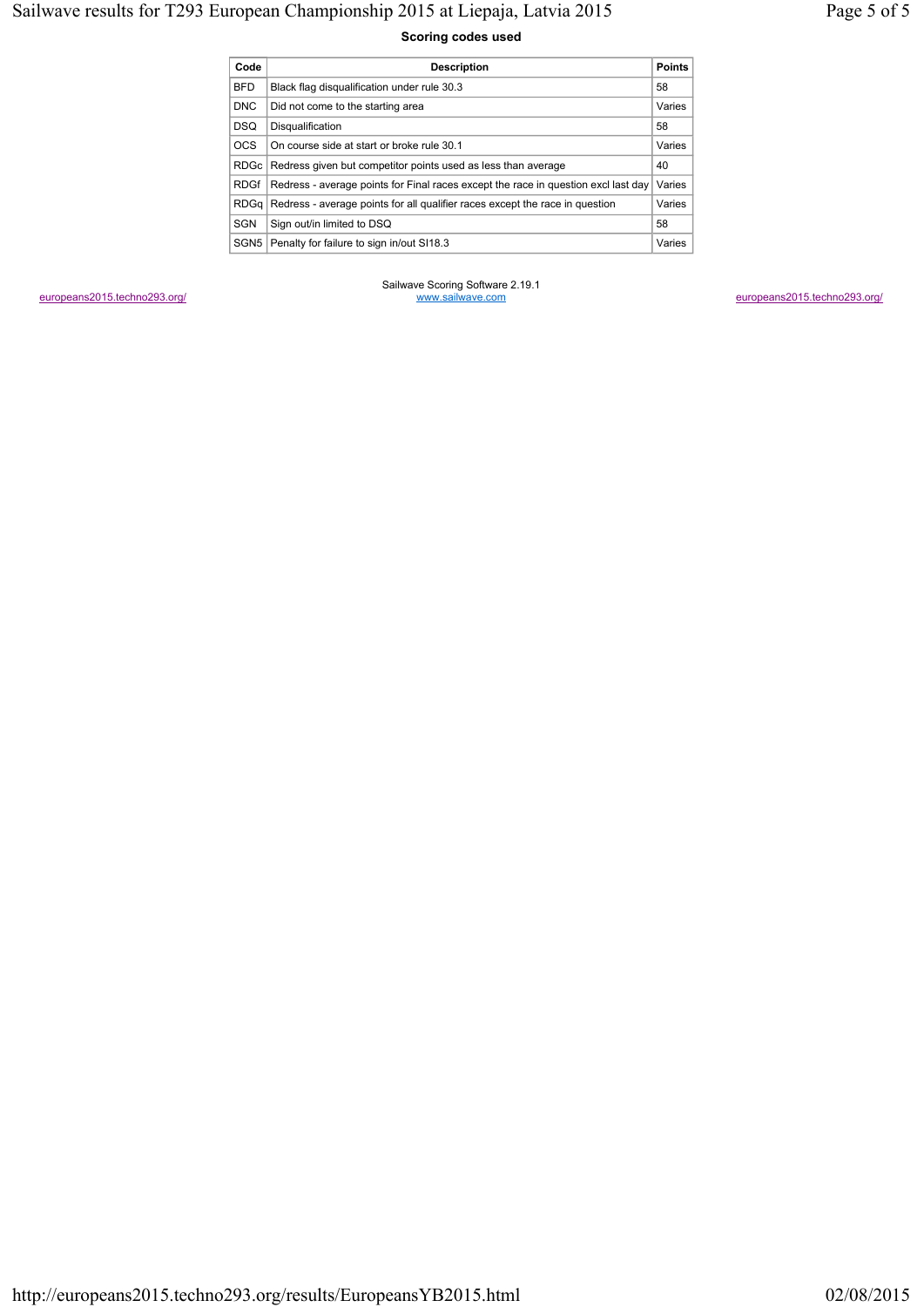**Scoring codes used**

| Code | Description | Points |
| --- | --- | --- |
| BFD | Black flag disqualification under rule 30.3 | 58 |
| DNC | Did not come to the starting area | Varies |
| DSQ | Disqualification | 58 |
| OCS | On course side at start or broke rule 30.1 | Varies |
| RDGc | Redress given but competitor points used as less than average | 40 |
| RDGf | Redress - average points for Final races except the race in question excl last day | Varies |
| RDGq | Redress - average points for all qualifier races except the race in question | Varies |
| SGN | Sign out/in limited to DSQ | 58 |
| SGN5 | Penalty for failure to sign in/out SI18.3 | Varies |

europeans2015.techno293.org/

Sailwave Scoring Software 2.19.1
www.sailwave.com

europeans2015.techno293.org/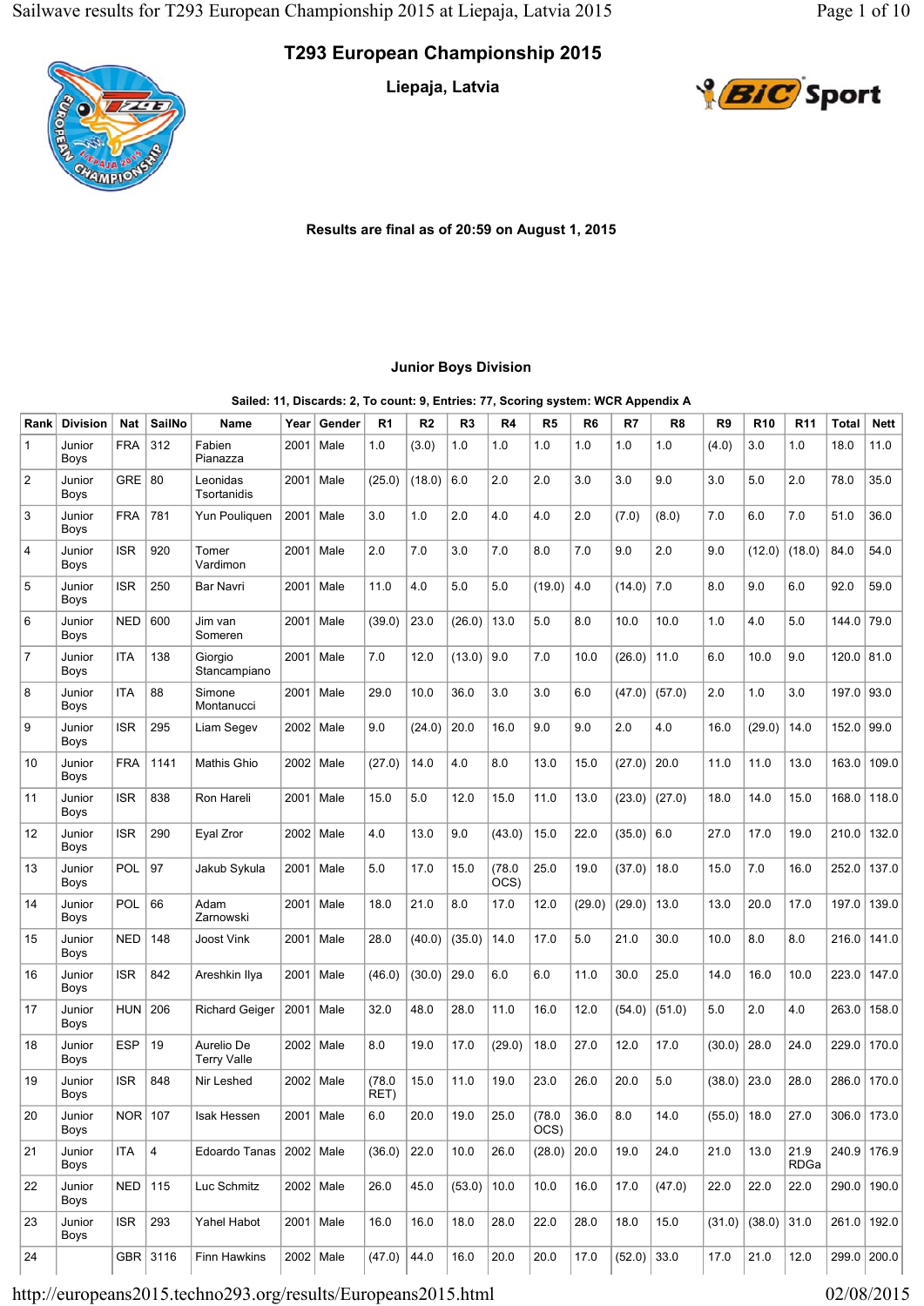# T293 European Championship 2015

**Liepaja, Latvia**

**Results are final as of 20:59 on August 1, 2015**

## Junior Boys Division

**Sailed: 11, Discards: 2, To count: 9, Entries: 77, Scoring system: WCR Appendix A**

| Rank | Division | Nat | SailNo | Name | Year | Gender | R1 | R2 | R3 | R4 | R5 | R6 | R7 | R8 | R9 | R10 | R11 | Total | Nett |
|---|---|---|---|---|---|---|---|---|---|---|---|---|---|---|---|---|---|---|---|
| 1 | Junior Boys | FRA | 312 | Fabien Pianazza | 2001 | Male | 1.0 | (3.0) | 1.0 | 1.0 | 1.0 | 1.0 | 1.0 | 1.0 | (4.0) | 3.0 | 1.0 | 18.0 | 11.0 |
| 2 | Junior Boys | GRE | 80 | Leonidas Tsortanidis | 2001 | Male | (25.0) | (18.0) | 6.0 | 2.0 | 2.0 | 3.0 | 3.0 | 9.0 | 3.0 | 5.0 | 2.0 | 78.0 | 35.0 |
| 3 | Junior Boys | FRA | 781 | Yun Pouliquen | 2001 | Male | 3.0 | 1.0 | 2.0 | 4.0 | 4.0 | 2.0 | (7.0) | (8.0) | 7.0 | 6.0 | 7.0 | 51.0 | 36.0 |
| 4 | Junior Boys | ISR | 920 | Tomer Vardimon | 2001 | Male | 2.0 | 7.0 | 3.0 | 7.0 | 8.0 | 7.0 | 9.0 | 2.0 | 9.0 | (12.0) | (18.0) | 84.0 | 54.0 |
| 5 | Junior Boys | ISR | 250 | Bar Navri | 2001 | Male | 11.0 | 4.0 | 5.0 | 5.0 | (19.0) | 4.0 | (14.0) | 7.0 | 8.0 | 9.0 | 6.0 | 92.0 | 59.0 |
| 6 | Junior Boys | NED | 600 | Jim van Someren | 2001 | Male | (39.0) | 23.0 | (26.0) | 13.0 | 5.0 | 8.0 | 10.0 | 10.0 | 1.0 | 4.0 | 5.0 | 144.0 | 79.0 |
| 7 | Junior Boys | ITA | 138 | Giorgio Stancampiano | 2001 | Male | 7.0 | 12.0 | (13.0) | 9.0 | 7.0 | 10.0 | (26.0) | 11.0 | 6.0 | 10.0 | 9.0 | 120.0 | 81.0 |
| 8 | Junior Boys | ITA | 88 | Simone Montanucci | 2001 | Male | 29.0 | 10.0 | 36.0 | 3.0 | 3.0 | 6.0 | (47.0) | (57.0) | 2.0 | 1.0 | 3.0 | 197.0 | 93.0 |
| 9 | Junior Boys | ISR | 295 | Liam Segev | 2002 | Male | 9.0 | (24.0) | 20.0 | 16.0 | 9.0 | 9.0 | 2.0 | 4.0 | 16.0 | (29.0) | 14.0 | 152.0 | 99.0 |
| 10 | Junior Boys | FRA | 1141 | Mathis Ghio | 2002 | Male | (27.0) | 14.0 | 4.0 | 8.0 | 13.0 | 15.0 | (27.0) | 20.0 | 11.0 | 11.0 | 13.0 | 163.0 | 109.0 |
| 11 | Junior Boys | ISR | 838 | Ron Hareli | 2001 | Male | 15.0 | 5.0 | 12.0 | 15.0 | 11.0 | 13.0 | (23.0) | (27.0) | 18.0 | 14.0 | 15.0 | 168.0 | 118.0 |
| 12 | Junior Boys | ISR | 290 | Eyal Zror | 2002 | Male | 4.0 | 13.0 | 9.0 | (43.0) | 15.0 | 22.0 | (35.0) | 6.0 | 27.0 | 17.0 | 19.0 | 210.0 | 132.0 |
| 13 | Junior Boys | POL | 97 | Jakub Sykula | 2001 | Male | 5.0 | 17.0 | 15.0 | (78.0 OCS) | 25.0 | 19.0 | (37.0) | 18.0 | 15.0 | 7.0 | 16.0 | 252.0 | 137.0 |
| 14 | Junior Boys | POL | 66 | Adam Zarnowski | 2001 | Male | 18.0 | 21.0 | 8.0 | 17.0 | 12.0 | (29.0) | (29.0) | 13.0 | 13.0 | 20.0 | 17.0 | 197.0 | 139.0 |
| 15 | Junior Boys | NED | 148 | Joost Vink | 2001 | Male | 28.0 | (40.0) | (35.0) | 14.0 | 17.0 | 5.0 | 21.0 | 30.0 | 10.0 | 8.0 | 8.0 | 216.0 | 141.0 |
| 16 | Junior Boys | ISR | 842 | Areshkin Ilya | 2001 | Male | (46.0) | (30.0) | 29.0 | 6.0 | 6.0 | 11.0 | 30.0 | 25.0 | 14.0 | 16.0 | 10.0 | 223.0 | 147.0 |
| 17 | Junior Boys | HUN | 206 | Richard Geiger | 2001 | Male | 32.0 | 48.0 | 28.0 | 11.0 | 16.0 | 12.0 | (54.0) | (51.0) | 5.0 | 2.0 | 4.0 | 263.0 | 158.0 |
| 18 | Junior Boys | ESP | 19 | Aurelio De Terry Valle | 2002 | Male | 8.0 | 19.0 | 17.0 | (29.0) | 18.0 | 27.0 | 12.0 | 17.0 | (30.0) | 28.0 | 24.0 | 229.0 | 170.0 |
| 19 | Junior Boys | ISR | 848 | Nir Leshed | 2002 | Male | (78.0 RET) | 15.0 | 11.0 | 19.0 | 23.0 | 26.0 | 20.0 | 5.0 | (38.0) | 23.0 | 28.0 | 286.0 | 170.0 |
| 20 | Junior Boys | NOR | 107 | Isak Hessen | 2001 | Male | 6.0 | 20.0 | 19.0 | 25.0 | (78.0 OCS) | 36.0 | 8.0 | 14.0 | (55.0) | 18.0 | 27.0 | 306.0 | 173.0 |
| 21 | Junior Boys | ITA | 4 | Edoardo Tanas | 2002 | Male | (36.0) | 22.0 | 10.0 | 26.0 | (28.0) | 20.0 | 19.0 | 24.0 | 21.0 | 13.0 | 21.9 RDGa | 240.9 | 176.9 |
| 22 | Junior Boys | NED | 115 | Luc Schmitz | 2002 | Male | 26.0 | 45.0 | (53.0) | 10.0 | 10.0 | 16.0 | 17.0 | (47.0) | 22.0 | 22.0 | 22.0 | 290.0 | 190.0 |
| 23 | Junior Boys | ISR | 293 | Yahel Habot | 2001 | Male | 16.0 | 16.0 | 18.0 | 28.0 | 22.0 | 28.0 | 18.0 | 15.0 | (31.0) | (38.0) | 31.0 | 261.0 | 192.0 |
| 24 | | GBR | 3116 | Finn Hawkins | 2002 | Male | (47.0) | 44.0 | 16.0 | 20.0 | 20.0 | 17.0 | (52.0) | 33.0 | 17.0 | 21.0 | 12.0 | 299.0 | 200.0 |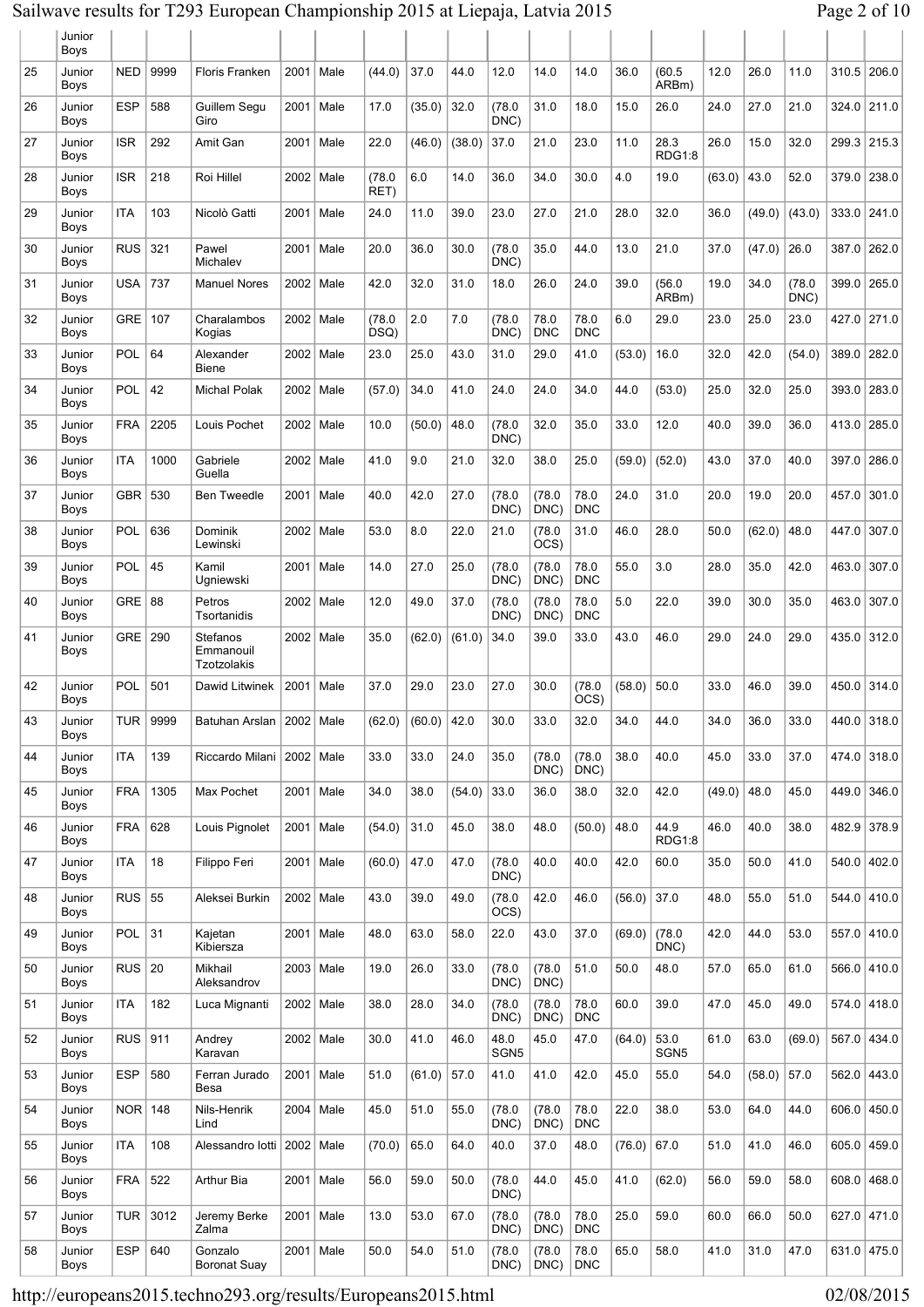| | | | | | | | | | | | | | | | | | | | | |
|---|---|---|---|---|---|---|---|---|---|---|---|---|---|---|---|---|---|---|---|---|
| | Junior Boys | | | | | | | | | | | | | | | | | | | |
| 25 | Junior Boys | NED | 9999 | Floris Franken | 2001 | Male | (44.0) | 37.0 | 44.0 | 12.0 | 14.0 | 14.0 | 36.0 | (60.5 ARBm) | 12.0 | 26.0 | 11.0 | 310.5 | 206.0 |
| 26 | Junior Boys | ESP | 588 | Guillem Segu Giro | 2001 | Male | 17.0 | (35.0) | 32.0 | (78.0 DNC) | 31.0 | 18.0 | 15.0 | 26.0 | 24.0 | 27.0 | 21.0 | 324.0 | 211.0 |
| 27 | Junior Boys | ISR | 292 | Amit Gan | 2001 | Male | 22.0 | (46.0) | (38.0) | 37.0 | 21.0 | 23.0 | 11.0 | 28.3 RDG1:8 | 26.0 | 15.0 | 32.0 | 299.3 | 215.3 |
| 28 | Junior Boys | ISR | 218 | Roi Hillel | 2002 | Male | (78.0 RET) | 6.0 | 14.0 | 36.0 | 34.0 | 30.0 | 4.0 | 19.0 | (63.0) | 43.0 | 52.0 | 379.0 | 238.0 |
| 29 | Junior Boys | ITA | 103 | Nicolò Gatti | 2001 | Male | 24.0 | 11.0 | 39.0 | 23.0 | 27.0 | 21.0 | 28.0 | 32.0 | 36.0 | (49.0) | (43.0) | 333.0 | 241.0 |
| 30 | Junior Boys | RUS | 321 | Pawel Michalev | 2001 | Male | 20.0 | 36.0 | 30.0 | (78.0 DNC) | 35.0 | 44.0 | 13.0 | 21.0 | 37.0 | (47.0) | 26.0 | 387.0 | 262.0 |
| 31 | Junior Boys | USA | 737 | Manuel Nores | 2002 | Male | 42.0 | 32.0 | 31.0 | 18.0 | 26.0 | 24.0 | 39.0 | (56.0 ARBm) | 19.0 | 34.0 | (78.0 DNC) | 399.0 | 265.0 |
| 32 | Junior Boys | GRE | 107 | Charalambos Kogias | 2002 | Male | (78.0 DSQ) | 2.0 | 7.0 | (78.0 DNC) | 78.0 DNC | 78.0 DNC | 6.0 | 29.0 | 23.0 | 25.0 | 23.0 | 427.0 | 271.0 |
| 33 | Junior Boys | POL | 64 | Alexander Biene | 2002 | Male | 23.0 | 25.0 | 43.0 | 31.0 | 29.0 | 41.0 | (53.0) | 16.0 | 32.0 | 42.0 | (54.0) | 389.0 | 282.0 |
| 34 | Junior Boys | POL | 42 | Michal Polak | 2002 | Male | (57.0) | 34.0 | 41.0 | 24.0 | 24.0 | 34.0 | 44.0 | (53.0) | 25.0 | 32.0 | 25.0 | 393.0 | 283.0 |
| 35 | Junior Boys | FRA | 2205 | Louis Pochet | 2002 | Male | 10.0 | (50.0) | 48.0 | (78.0 DNC) | 32.0 | 35.0 | 33.0 | 12.0 | 40.0 | 39.0 | 36.0 | 413.0 | 285.0 |
| 36 | Junior Boys | ITA | 1000 | Gabriele Guella | 2002 | Male | 41.0 | 9.0 | 21.0 | 32.0 | 38.0 | 25.0 | (59.0) | (52.0) | 43.0 | 37.0 | 40.0 | 397.0 | 286.0 |
| 37 | Junior Boys | GBR | 530 | Ben Tweedle | 2001 | Male | 40.0 | 42.0 | 27.0 | (78.0 DNC) | (78.0 DNC) | 78.0 DNC | 24.0 | 31.0 | 20.0 | 19.0 | 20.0 | 457.0 | 301.0 |
| 38 | Junior Boys | POL | 636 | Dominik Lewinski | 2002 | Male | 53.0 | 8.0 | 22.0 | 21.0 | (78.0 OCS) | 31.0 | 46.0 | 28.0 | 50.0 | (62.0) | 48.0 | 447.0 | 307.0 |
| 39 | Junior Boys | POL | 45 | Kamil Ugniewski | 2001 | Male | 14.0 | 27.0 | 25.0 | (78.0 DNC) | (78.0 DNC) | 78.0 DNC | 55.0 | 3.0 | 28.0 | 35.0 | 42.0 | 463.0 | 307.0 |
| 40 | Junior Boys | GRE | 88 | Petros Tsortanidis | 2002 | Male | 12.0 | 49.0 | 37.0 | (78.0 DNC) | (78.0 DNC) | 78.0 DNC | 5.0 | 22.0 | 39.0 | 30.0 | 35.0 | 463.0 | 307.0 |
| 41 | Junior Boys | GRE | 290 | Stefanos Emmanouil Tzotzolakis | 2002 | Male | 35.0 | (62.0) | (61.0) | 34.0 | 39.0 | 33.0 | 43.0 | 46.0 | 29.0 | 24.0 | 29.0 | 435.0 | 312.0 |
| 42 | Junior Boys | POL | 501 | Dawid Litwinek | 2001 | Male | 37.0 | 29.0 | 23.0 | 27.0 | 30.0 | (78.0 OCS) | (58.0) | 50.0 | 33.0 | 46.0 | 39.0 | 450.0 | 314.0 |
| 43 | Junior Boys | TUR | 9999 | Batuhan Arslan | 2002 | Male | (62.0) | (60.0) | 42.0 | 30.0 | 33.0 | 32.0 | 34.0 | 44.0 | 34.0 | 36.0 | 33.0 | 440.0 | 318.0 |
| 44 | Junior Boys | ITA | 139 | Riccardo Milani | 2002 | Male | 33.0 | 33.0 | 24.0 | 35.0 | (78.0 DNC) | (78.0 DNC) | 38.0 | 40.0 | 45.0 | 33.0 | 37.0 | 474.0 | 318.0 |
| 45 | Junior Boys | FRA | 1305 | Max Pochet | 2001 | Male | 34.0 | 38.0 | (54.0) | 33.0 | 36.0 | 38.0 | 32.0 | 42.0 | (49.0) | 48.0 | 45.0 | 449.0 | 346.0 |
| 46 | Junior Boys | FRA | 628 | Louis Pignolet | 2001 | Male | (54.0) | 31.0 | 45.0 | 38.0 | 48.0 | (50.0) | 48.0 | 44.9 RDG1:8 | 46.0 | 40.0 | 38.0 | 482.9 | 378.9 |
| 47 | Junior Boys | ITA | 18 | Filippo Feri | 2001 | Male | (60.0) | 47.0 | 47.0 | (78.0 DNC) | 40.0 | 40.0 | 42.0 | 60.0 | 35.0 | 50.0 | 41.0 | 540.0 | 402.0 |
| 48 | Junior Boys | RUS | 55 | Aleksei Burkin | 2002 | Male | 43.0 | 39.0 | 49.0 | (78.0 OCS) | 42.0 | 46.0 | (56.0) | 37.0 | 48.0 | 55.0 | 51.0 | 544.0 | 410.0 |
| 49 | Junior Boys | POL | 31 | Kajetan Kibiersza | 2001 | Male | 48.0 | 63.0 | 58.0 | 22.0 | 43.0 | 37.0 | (69.0) | (78.0 DNC) | 42.0 | 44.0 | 53.0 | 557.0 | 410.0 |
| 50 | Junior Boys | RUS | 20 | Mikhail Aleksandrov | 2003 | Male | 19.0 | 26.0 | 33.0 | (78.0 DNC) | (78.0 DNC) | 51.0 | 50.0 | 48.0 | 57.0 | 65.0 | 61.0 | 566.0 | 410.0 |
| 51 | Junior Boys | ITA | 182 | Luca Mignanti | 2002 | Male | 38.0 | 28.0 | 34.0 | (78.0 DNC) | (78.0 DNC) | 78.0 DNC | 60.0 | 39.0 | 47.0 | 45.0 | 49.0 | 574.0 | 418.0 |
| 52 | Junior Boys | RUS | 911 | Andrey Karavan | 2002 | Male | 30.0 | 41.0 | 46.0 | 48.0 SGN5 | 45.0 | 47.0 | (64.0) | 53.0 SGN5 | 61.0 | 63.0 | (69.0) | 567.0 | 434.0 |
| 53 | Junior Boys | ESP | 580 | Ferran Jurado Besa | 2001 | Male | 51.0 | (61.0) | 57.0 | 41.0 | 41.0 | 42.0 | 45.0 | 55.0 | 54.0 | (58.0) | 57.0 | 562.0 | 443.0 |
| 54 | Junior Boys | NOR | 148 | Nils-Henrik Lind | 2004 | Male | 45.0 | 51.0 | 55.0 | (78.0 DNC) | (78.0 DNC) | 78.0 DNC | 22.0 | 38.0 | 53.0 | 64.0 | 44.0 | 606.0 | 450.0 |
| 55 | Junior Boys | ITA | 108 | Alessandro Iotti | 2002 | Male | (70.0) | 65.0 | 64.0 | 40.0 | 37.0 | 48.0 | (76.0) | 67.0 | 51.0 | 41.0 | 46.0 | 605.0 | 459.0 |
| 56 | Junior Boys | FRA | 522 | Arthur Bia | 2001 | Male | 56.0 | 59.0 | 50.0 | (78.0 DNC) | 44.0 | 45.0 | 41.0 | (62.0) | 56.0 | 59.0 | 58.0 | 608.0 | 468.0 |
| 57 | Junior Boys | TUR | 3012 | Jeremy Berke Zalma | 2001 | Male | 13.0 | 53.0 | 67.0 | (78.0 DNC) | (78.0 DNC) | 78.0 DNC | 25.0 | 59.0 | 60.0 | 66.0 | 50.0 | 627.0 | 471.0 |
| 58 | Junior Boys | ESP | 640 | Gonzalo Boronat Suay | 2001 | Male | 50.0 | 54.0 | 51.0 | (78.0 DNC) | (78.0 DNC) | 78.0 DNC | 65.0 | 58.0 | 41.0 | 31.0 | 47.0 | 631.0 | 475.0 |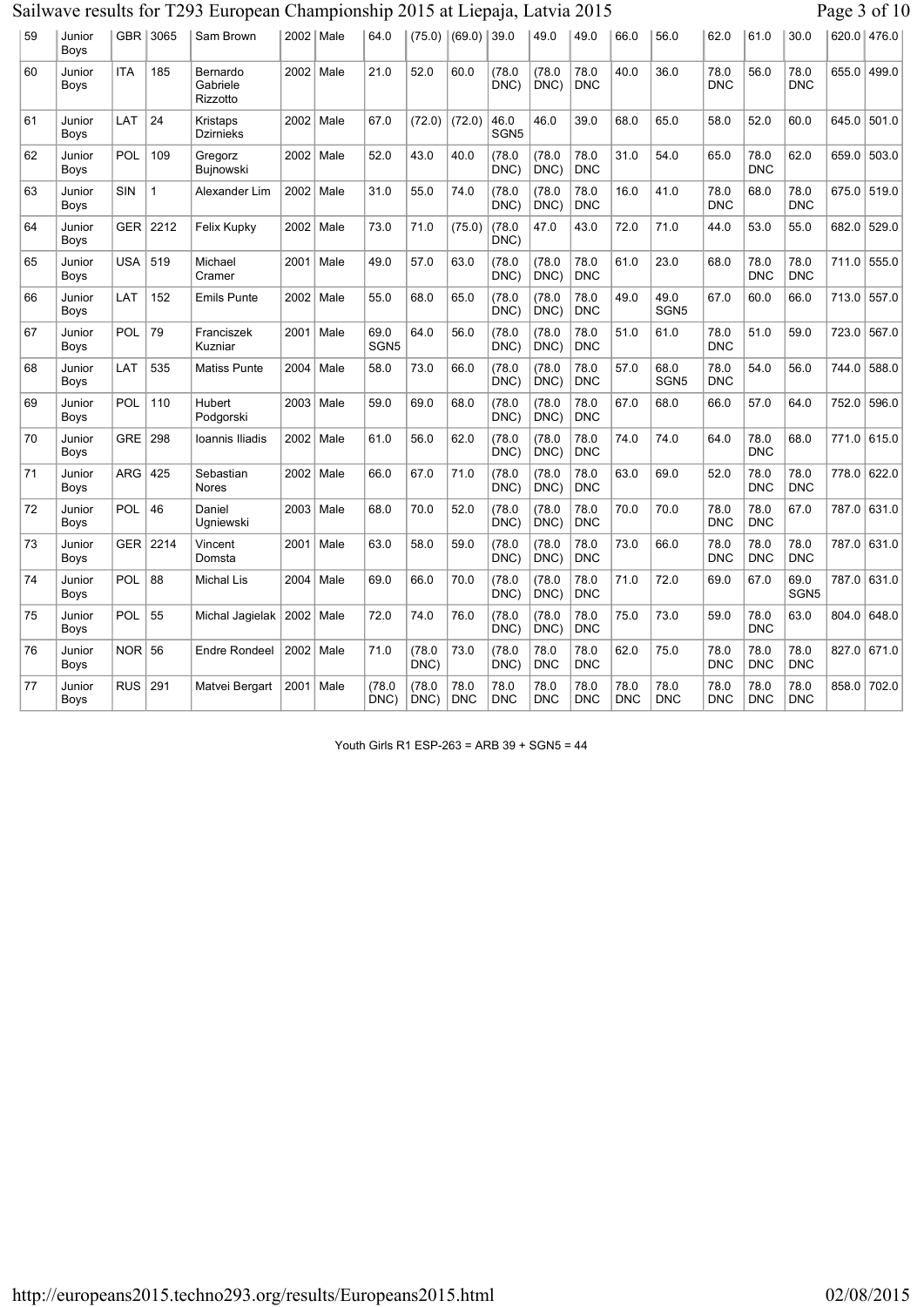| | | | | | | | | | | | | | | | | | | | | | |
|---|---|---|---|---|---|---|---|---|---|---|---|---|---|---|---|---|---|---|---|---|---|
| 59 | Junior Boys | GBR | 3065 | Sam Brown | 2002 | Male | 64.0 | (75.0) | (69.0) | 39.0 | 49.0 | 49.0 | 66.0 | 56.0 | 62.0 | 61.0 | 30.0 | 620.0 | 476.0 |
| 60 | Junior Boys | ITA | 185 | Bernardo Gabriele Rizzotto | 2002 | Male | 21.0 | 52.0 | 60.0 | (78.0 DNC) | (78.0 DNC) | 78.0 DNC | 40.0 | 36.0 | 78.0 DNC | 56.0 | 78.0 DNC | 655.0 | 499.0 |
| 61 | Junior Boys | LAT | 24 | Kristaps Dzirnieks | 2002 | Male | 67.0 | (72.0) | (72.0) | 46.0 SGN5 | 46.0 | 39.0 | 68.0 | 65.0 | 58.0 | 52.0 | 60.0 | 645.0 | 501.0 |
| 62 | Junior Boys | POL | 109 | Gregorz Bujnowski | 2002 | Male | 52.0 | 43.0 | 40.0 | (78.0 DNC) | (78.0 DNC) | 78.0 DNC | 31.0 | 54.0 | 65.0 | 78.0 DNC | 62.0 | 659.0 | 503.0 |
| 63 | Junior Boys | SIN | 1 | Alexander Lim | 2002 | Male | 31.0 | 55.0 | 74.0 | (78.0 DNC) | (78.0 DNC) | 78.0 DNC | 16.0 | 41.0 | 78.0 DNC | 68.0 | 78.0 DNC | 675.0 | 519.0 |
| 64 | Junior Boys | GER | 2212 | Felix Kupky | 2002 | Male | 73.0 | 71.0 | (75.0) | (78.0 DNC) | 47.0 | 43.0 | 72.0 | 71.0 | 44.0 | 53.0 | 55.0 | 682.0 | 529.0 |
| 65 | Junior Boys | USA | 519 | Michael Cramer | 2001 | Male | 49.0 | 57.0 | 63.0 | (78.0 DNC) | (78.0 DNC) | 78.0 DNC | 61.0 | 23.0 | 68.0 | 78.0 DNC | 78.0 DNC | 711.0 | 555.0 |
| 66 | Junior Boys | LAT | 152 | Emils Punte | 2002 | Male | 55.0 | 68.0 | 65.0 | (78.0 DNC) | (78.0 DNC) | 78.0 DNC | 49.0 | 49.0 SGN5 | 67.0 | 60.0 | 66.0 | 713.0 | 557.0 |
| 67 | Junior Boys | POL | 79 | Franciszek Kuzniar | 2001 | Male | 69.0 SGN5 | 64.0 | 56.0 | (78.0 DNC) | (78.0 DNC) | 78.0 DNC | 51.0 | 61.0 | 78.0 DNC | 51.0 | 59.0 | 723.0 | 567.0 |
| 68 | Junior Boys | LAT | 535 | Matiss Punte | 2004 | Male | 58.0 | 73.0 | 66.0 | (78.0 DNC) | (78.0 DNC) | 78.0 DNC | 57.0 | 68.0 SGN5 | 78.0 DNC | 54.0 | 56.0 | 744.0 | 588.0 |
| 69 | Junior Boys | POL | 110 | Hubert Podgorski | 2003 | Male | 59.0 | 69.0 | 68.0 | (78.0 DNC) | (78.0 DNC) | 78.0 DNC | 67.0 | 68.0 | 66.0 | 57.0 | 64.0 | 752.0 | 596.0 |
| 70 | Junior Boys | GRE | 298 | Ioannis Iliadis | 2002 | Male | 61.0 | 56.0 | 62.0 | (78.0 DNC) | (78.0 DNC) | 78.0 DNC | 74.0 | 74.0 | 64.0 | 78.0 DNC | 68.0 | 771.0 | 615.0 |
| 71 | Junior Boys | ARG | 425 | Sebastian Nores | 2002 | Male | 66.0 | 67.0 | 71.0 | (78.0 DNC) | (78.0 DNC) | 78.0 DNC | 63.0 | 69.0 | 52.0 | 78.0 DNC | 78.0 DNC | 778.0 | 622.0 |
| 72 | Junior Boys | POL | 46 | Daniel Ugniewski | 2003 | Male | 68.0 | 70.0 | 52.0 | (78.0 DNC) | (78.0 DNC) | 78.0 DNC | 70.0 | 70.0 | 78.0 DNC | 78.0 DNC | 67.0 | 787.0 | 631.0 |
| 73 | Junior Boys | GER | 2214 | Vincent Domsta | 2001 | Male | 63.0 | 58.0 | 59.0 | (78.0 DNC) | (78.0 DNC) | 78.0 DNC | 73.0 | 66.0 | 78.0 DNC | 78.0 DNC | 78.0 DNC | 787.0 | 631.0 |
| 74 | Junior Boys | POL | 88 | Michal Lis | 2004 | Male | 69.0 | 66.0 | 70.0 | (78.0 DNC) | (78.0 DNC) | 78.0 DNC | 71.0 | 72.0 | 69.0 | 67.0 | 69.0 SGN5 | 787.0 | 631.0 |
| 75 | Junior Boys | POL | 55 | Michal Jagielak | 2002 | Male | 72.0 | 74.0 | 76.0 | (78.0 DNC) | (78.0 DNC) | 78.0 DNC | 75.0 | 73.0 | 59.0 | 78.0 DNC | 63.0 | 804.0 | 648.0 |
| 76 | Junior Boys | NOR | 56 | Endre Rondeel | 2002 | Male | 71.0 | (78.0 DNC) | 73.0 | (78.0 DNC) | 78.0 DNC | 78.0 DNC | 62.0 | 75.0 | 78.0 DNC | 78.0 DNC | 78.0 DNC | 827.0 | 671.0 |
| 77 | Junior Boys | RUS | 291 | Matvei Bergart | 2001 | Male | (78.0 DNC) | (78.0 DNC) | 78.0 DNC | 78.0 DNC | 78.0 DNC | 78.0 DNC | 78.0 DNC | 78.0 DNC | 78.0 DNC | 78.0 DNC | 78.0 DNC | 858.0 | 702.0 |

Youth Girls R1 ESP-263 = ARB 39 + SGN5 = 44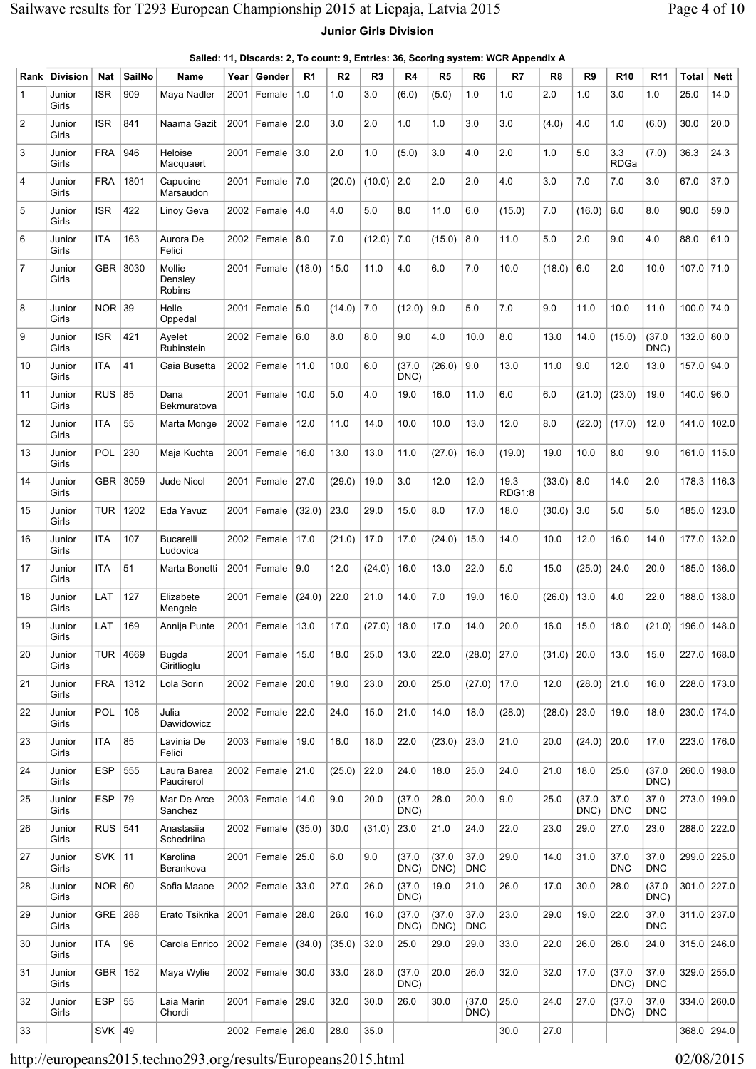### Junior Girls Division

**Sailed: 11, Discards: 2, To count: 9, Entries: 36, Scoring system: WCR Appendix A**

| Rank | Division | Nat | SailNo | Name | Year | Gender | R1 | R2 | R3 | R4 | R5 | R6 | R7 | R8 | R9 | R10 | R11 | Total | Nett |
|---|---|---|---|---|---|---|---|---|---|---|---|---|---|---|---|---|---|---|---|
| 1 | Junior Girls | ISR | 909 | Maya Nadler | 2001 | Female | 1.0 | 1.0 | 3.0 | (6.0) | (5.0) | 1.0 | 1.0 | 2.0 | 1.0 | 3.0 | 1.0 | 25.0 | 14.0 |
| 2 | Junior Girls | ISR | 841 | Naama Gazit | 2001 | Female | 2.0 | 3.0 | 2.0 | 1.0 | 1.0 | 3.0 | 3.0 | (4.0) | 4.0 | 1.0 | (6.0) | 30.0 | 20.0 |
| 3 | Junior Girls | FRA | 946 | Heloise Macquaert | 2001 | Female | 3.0 | 2.0 | 1.0 | (5.0) | 3.0 | 4.0 | 2.0 | 1.0 | 5.0 | 3.3 RDGa | (7.0) | 36.3 | 24.3 |
| 4 | Junior Girls | FRA | 1801 | Capucine Marsaudon | 2001 | Female | 7.0 | (20.0) | (10.0) | 2.0 | 2.0 | 2.0 | 4.0 | 3.0 | 7.0 | 7.0 | 3.0 | 67.0 | 37.0 |
| 5 | Junior Girls | ISR | 422 | Linoy Geva | 2002 | Female | 4.0 | 4.0 | 5.0 | 8.0 | 11.0 | 6.0 | (15.0) | 7.0 | (16.0) | 6.0 | 8.0 | 90.0 | 59.0 |
| 6 | Junior Girls | ITA | 163 | Aurora De Felici | 2002 | Female | 8.0 | 7.0 | (12.0) | 7.0 | (15.0) | 8.0 | 11.0 | 5.0 | 2.0 | 9.0 | 4.0 | 88.0 | 61.0 |
| 7 | Junior Girls | GBR | 3030 | Mollie Densley Robins | 2001 | Female | (18.0) | 15.0 | 11.0 | 4.0 | 6.0 | 7.0 | 10.0 | (18.0) | 6.0 | 2.0 | 10.0 | 107.0 | 71.0 |
| 8 | Junior Girls | NOR | 39 | Helle Oppedal | 2001 | Female | 5.0 | (14.0) | 7.0 | (12.0) | 9.0 | 5.0 | 7.0 | 9.0 | 11.0 | 10.0 | 11.0 | 100.0 | 74.0 |
| 9 | Junior Girls | ISR | 421 | Ayelet Rubinstein | 2002 | Female | 6.0 | 8.0 | 8.0 | 9.0 | 4.0 | 10.0 | 8.0 | 13.0 | 14.0 | (15.0) | (37.0 DNC) | 132.0 | 80.0 |
| 10 | Junior Girls | ITA | 41 | Gaia Busetta | 2002 | Female | 11.0 | 10.0 | 6.0 | (37.0 DNC) | (26.0) | 9.0 | 13.0 | 11.0 | 9.0 | 12.0 | 13.0 | 157.0 | 94.0 |
| 11 | Junior Girls | RUS | 85 | Dana Bekmuratova | 2001 | Female | 10.0 | 5.0 | 4.0 | 19.0 | 16.0 | 11.0 | 6.0 | 6.0 | (21.0) | (23.0) | 19.0 | 140.0 | 96.0 |
| 12 | Junior Girls | ITA | 55 | Marta Monge | 2002 | Female | 12.0 | 11.0 | 14.0 | 10.0 | 10.0 | 13.0 | 12.0 | 8.0 | (22.0) | (17.0) | 12.0 | 141.0 | 102.0 |
| 13 | Junior Girls | POL | 230 | Maja Kuchta | 2001 | Female | 16.0 | 13.0 | 13.0 | 11.0 | (27.0) | 16.0 | (19.0) | 19.0 | 10.0 | 8.0 | 9.0 | 161.0 | 115.0 |
| 14 | Junior Girls | GBR | 3059 | Jude Nicol | 2001 | Female | 27.0 | (29.0) | 19.0 | 3.0 | 12.0 | 12.0 | 19.3 RDG1:8 | (33.0) | 8.0 | 14.0 | 2.0 | 178.3 | 116.3 |
| 15 | Junior Girls | TUR | 1202 | Eda Yavuz | 2001 | Female | (32.0) | 23.0 | 29.0 | 15.0 | 8.0 | 17.0 | 18.0 | (30.0) | 3.0 | 5.0 | 5.0 | 185.0 | 123.0 |
| 16 | Junior Girls | ITA | 107 | Bucarelli Ludovica | 2002 | Female | 17.0 | (21.0) | 17.0 | 17.0 | (24.0) | 15.0 | 14.0 | 10.0 | 12.0 | 16.0 | 14.0 | 177.0 | 132.0 |
| 17 | Junior Girls | ITA | 51 | Marta Bonetti | 2001 | Female | 9.0 | 12.0 | (24.0) | 16.0 | 13.0 | 22.0 | 5.0 | 15.0 | (25.0) | 24.0 | 20.0 | 185.0 | 136.0 |
| 18 | Junior Girls | LAT | 127 | Elizabete Mengele | 2001 | Female | (24.0) | 22.0 | 21.0 | 14.0 | 7.0 | 19.0 | 16.0 | (26.0) | 13.0 | 4.0 | 22.0 | 188.0 | 138.0 |
| 19 | Junior Girls | LAT | 169 | Annija Punte | 2001 | Female | 13.0 | 17.0 | (27.0) | 18.0 | 17.0 | 14.0 | 20.0 | 16.0 | 15.0 | 18.0 | (21.0) | 196.0 | 148.0 |
| 20 | Junior Girls | TUR | 4669 | Bugda Giritlioglu | 2001 | Female | 15.0 | 18.0 | 25.0 | 13.0 | 22.0 | (28.0) | 27.0 | (31.0) | 20.0 | 13.0 | 15.0 | 227.0 | 168.0 |
| 21 | Junior Girls | FRA | 1312 | Lola Sorin | 2002 | Female | 20.0 | 19.0 | 23.0 | 20.0 | 25.0 | (27.0) | 17.0 | 12.0 | (28.0) | 21.0 | 16.0 | 228.0 | 173.0 |
| 22 | Junior Girls | POL | 108 | Julia Dawidowicz | 2002 | Female | 22.0 | 24.0 | 15.0 | 21.0 | 14.0 | 18.0 | (28.0) | (28.0) | 23.0 | 19.0 | 18.0 | 230.0 | 174.0 |
| 23 | Junior Girls | ITA | 85 | Lavinia De Felici | 2003 | Female | 19.0 | 16.0 | 18.0 | 22.0 | (23.0) | 23.0 | 21.0 | 20.0 | (24.0) | 20.0 | 17.0 | 223.0 | 176.0 |
| 24 | Junior Girls | ESP | 555 | Laura Barea Paucirerol | 2002 | Female | 21.0 | (25.0) | 22.0 | 24.0 | 18.0 | 25.0 | 24.0 | 21.0 | 18.0 | 25.0 | (37.0 DNC) | 260.0 | 198.0 |
| 25 | Junior Girls | ESP | 79 | Mar De Arce Sanchez | 2003 | Female | 14.0 | 9.0 | 20.0 | (37.0 DNC) | 28.0 | 20.0 | 9.0 | 25.0 | (37.0 DNC) | 37.0 DNC | 37.0 DNC | 273.0 | 199.0 |
| 26 | Junior Girls | RUS | 541 | Anastasiia Schedriina | 2002 | Female | (35.0) | 30.0 | (31.0) | 23.0 | 21.0 | 24.0 | 22.0 | 23.0 | 29.0 | 27.0 | 23.0 | 288.0 | 222.0 |
| 27 | Junior Girls | SVK | 11 | Karolina Berankova | 2001 | Female | 25.0 | 6.0 | 9.0 | (37.0 DNC) | (37.0 DNC) | 37.0 DNC | 29.0 | 14.0 | 31.0 | 37.0 DNC | 37.0 DNC | 299.0 | 225.0 |
| 28 | Junior Girls | NOR | 60 | Sofia Maaoe | 2002 | Female | 33.0 | 27.0 | 26.0 | (37.0 DNC) | 19.0 | 21.0 | 26.0 | 17.0 | 30.0 | 28.0 | (37.0 DNC) | 301.0 | 227.0 |
| 29 | Junior Girls | GRE | 288 | Erato Tsikrika | 2001 | Female | 28.0 | 26.0 | 16.0 | (37.0 DNC) | (37.0 DNC) | 37.0 DNC | 23.0 | 29.0 | 19.0 | 22.0 | 37.0 DNC | 311.0 | 237.0 |
| 30 | Junior Girls | ITA | 96 | Carola Enrico | 2002 | Female | (34.0) | (35.0) | 32.0 | 25.0 | 29.0 | 29.0 | 33.0 | 22.0 | 26.0 | 26.0 | 24.0 | 315.0 | 246.0 |
| 31 | Junior Girls | GBR | 152 | Maya Wylie | 2002 | Female | 30.0 | 33.0 | 28.0 | (37.0 DNC) | 20.0 | 26.0 | 32.0 | 32.0 | 17.0 | (37.0 DNC) | 37.0 DNC | 329.0 | 255.0 |
| 32 | Junior Girls | ESP | 55 | Laia Marin Chordi | 2001 | Female | 29.0 | 32.0 | 30.0 | 26.0 | 30.0 | (37.0 DNC) | 25.0 | 24.0 | 27.0 | (37.0 DNC) | 37.0 DNC | 334.0 | 260.0 |
| 33 | | SVK | 49 | | 2002 | Female | 26.0 | 28.0 | 35.0 | | | | 30.0 | 27.0 | | | | 368.0 | 294.0 |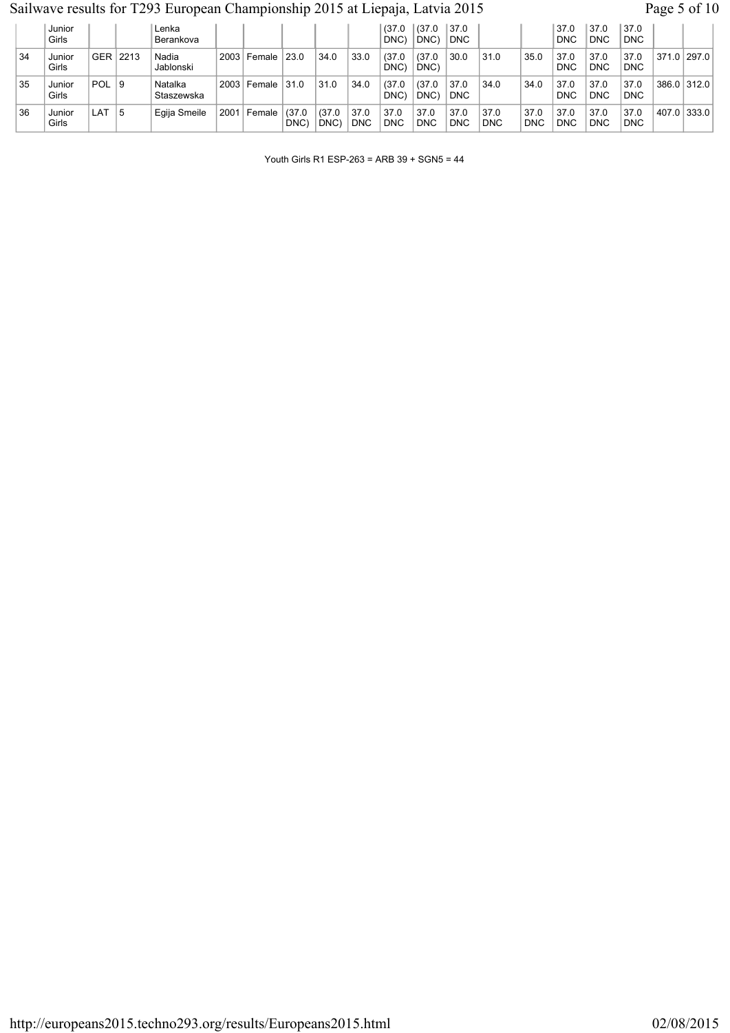| | | | | | | | | | | | | | | | | | | | | | |
|---|---|---|---|---|---|---|---|---|---|---|---|---|---|---|---|---|---|---|---|---|---|
| | Junior Girls | | | Lenka Berankova | | | | | | (37.0 DNC) | (37.0 DNC) | 37.0 DNC | | | 37.0 DNC | 37.0 DNC | 37.0 DNC | | |
| 34 | Junior Girls | GER | 2213 | Nadia Jablonski | 2003 | Female | 23.0 | 34.0 | 33.0 | (37.0 DNC) | (37.0 DNC) | 30.0 | 31.0 | 35.0 | 37.0 DNC | 37.0 DNC | 37.0 DNC | 371.0 | 297.0 |
| 35 | Junior Girls | POL | 9 | Natalka Staszewska | 2003 | Female | 31.0 | 31.0 | 34.0 | (37.0 DNC) | (37.0 DNC) | 37.0 DNC | 34.0 | 34.0 | 37.0 DNC | 37.0 DNC | 37.0 DNC | 386.0 | 312.0 |
| 36 | Junior Girls | LAT | 5 | Egija Smeile | 2001 | Female | (37.0 DNC) | (37.0 DNC) | 37.0 DNC | 37.0 DNC | 37.0 DNC | 37.0 DNC | 37.0 DNC | 37.0 DNC | 37.0 DNC | 37.0 DNC | 37.0 DNC | 407.0 | 333.0 |

Youth Girls R1 ESP-263 = ARB 39 + SGN5 = 44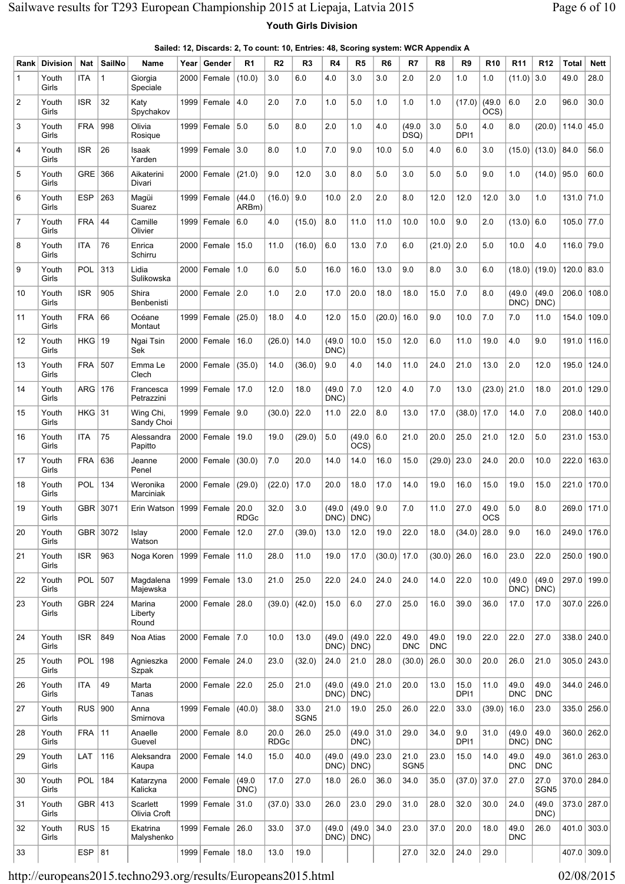### Youth Girls Division

**Sailed: 12, Discards: 2, To count: 10, Entries: 48, Scoring system: WCR Appendix A**

| Rank | Division | Nat | SailNo | Name | Year | Gender | R1 | R2 | R3 | R4 | R5 | R6 | R7 | R8 | R9 | R10 | R11 | R12 | Total | Nett |
|---|---|---|---|---|---|---|---|---|---|---|---|---|---|---|---|---|---|---|---|---|
| 1 | Youth Girls | ITA | 1 | Giorgia Speciale | 2000 | Female | (10.0) | 3.0 | 6.0 | 4.0 | 3.0 | 3.0 | 2.0 | 2.0 | 1.0 | 1.0 | (11.0) | 3.0 | 49.0 | 28.0 |
| 2 | Youth Girls | ISR | 32 | Katy Spychakov | 1999 | Female | 4.0 | 2.0 | 7.0 | 1.0 | 5.0 | 1.0 | 1.0 | 1.0 | (17.0) | (49.0 OCS) | 6.0 | 2.0 | 96.0 | 30.0 |
| 3 | Youth Girls | FRA | 998 | Olivia Rosique | 1999 | Female | 5.0 | 5.0 | 8.0 | 2.0 | 1.0 | 4.0 | (49.0 DSQ) | 3.0 | 5.0 DPI1 | 4.0 | 8.0 | (20.0) | 114.0 | 45.0 |
| 4 | Youth Girls | ISR | 26 | Isaak Yarden | 1999 | Female | 3.0 | 8.0 | 1.0 | 7.0 | 9.0 | 10.0 | 5.0 | 4.0 | 6.0 | 3.0 | (15.0) | (13.0) | 84.0 | 56.0 |
| 5 | Youth Girls | GRE | 366 | Aikaterini Divari | 2000 | Female | (21.0) | 9.0 | 12.0 | 3.0 | 8.0 | 5.0 | 3.0 | 5.0 | 5.0 | 9.0 | 1.0 | (14.0) | 95.0 | 60.0 |
| 6 | Youth Girls | ESP | 263 | Magüi Suarez | 1999 | Female | (44.0 ARBm) | (16.0) | 9.0 | 10.0 | 2.0 | 2.0 | 8.0 | 12.0 | 12.0 | 12.0 | 3.0 | 1.0 | 131.0 | 71.0 |
| 7 | Youth Girls | FRA | 44 | Camille Olivier | 1999 | Female | 6.0 | 4.0 | (15.0) | 8.0 | 11.0 | 11.0 | 10.0 | 10.0 | 9.0 | 2.0 | (13.0) | 6.0 | 105.0 | 77.0 |
| 8 | Youth Girls | ITA | 76 | Enrica Schirru | 2000 | Female | 15.0 | 11.0 | (16.0) | 6.0 | 13.0 | 7.0 | 6.0 | (21.0) | 2.0 | 5.0 | 10.0 | 4.0 | 116.0 | 79.0 |
| 9 | Youth Girls | POL | 313 | Lidia Sulikowska | 2000 | Female | 1.0 | 6.0 | 5.0 | 16.0 | 16.0 | 13.0 | 9.0 | 8.0 | 3.0 | 6.0 | (18.0) | (19.0) | 120.0 | 83.0 |
| 10 | Youth Girls | ISR | 905 | Shira Benbenisti | 2000 | Female | 2.0 | 1.0 | 2.0 | 17.0 | 20.0 | 18.0 | 18.0 | 15.0 | 7.0 | 8.0 | (49.0 DNC) | (49.0 DNC) | 206.0 | 108.0 |
| 11 | Youth Girls | FRA | 66 | Océane Montaut | 1999 | Female | (25.0) | 18.0 | 4.0 | 12.0 | 15.0 | (20.0) | 16.0 | 9.0 | 10.0 | 7.0 | 7.0 | 11.0 | 154.0 | 109.0 |
| 12 | Youth Girls | HKG | 19 | Ngai Tsin Sek | 2000 | Female | 16.0 | (26.0) | 14.0 | (49.0 DNC) | 10.0 | 15.0 | 12.0 | 6.0 | 11.0 | 19.0 | 4.0 | 9.0 | 191.0 | 116.0 |
| 13 | Youth Girls | FRA | 507 | Emma Le Clech | 2000 | Female | (35.0) | 14.0 | (36.0) | 9.0 | 4.0 | 14.0 | 11.0 | 24.0 | 21.0 | 13.0 | 2.0 | 12.0 | 195.0 | 124.0 |
| 14 | Youth Girls | ARG | 176 | Francesca Petrazzini | 1999 | Female | 17.0 | 12.0 | 18.0 | (49.0 DNC) | 7.0 | 12.0 | 4.0 | 7.0 | 13.0 | (23.0) | 21.0 | 18.0 | 201.0 | 129.0 |
| 15 | Youth Girls | HKG | 31 | Wing Chi, Sandy Choi | 1999 | Female | 9.0 | (30.0) | 22.0 | 11.0 | 22.0 | 8.0 | 13.0 | 17.0 | (38.0) | 17.0 | 14.0 | 7.0 | 208.0 | 140.0 |
| 16 | Youth Girls | ITA | 75 | Alessandra Papitto | 2000 | Female | 19.0 | 19.0 | (29.0) | 5.0 | (49.0 OCS) | 6.0 | 21.0 | 20.0 | 25.0 | 21.0 | 12.0 | 5.0 | 231.0 | 153.0 |
| 17 | Youth Girls | FRA | 636 | Jeanne Penel | 2000 | Female | (30.0) | 7.0 | 20.0 | 14.0 | 14.0 | 16.0 | 15.0 | (29.0) | 23.0 | 24.0 | 20.0 | 10.0 | 222.0 | 163.0 |
| 18 | Youth Girls | POL | 134 | Weronika Marciniak | 2000 | Female | (29.0) | (22.0) | 17.0 | 20.0 | 18.0 | 17.0 | 14.0 | 19.0 | 16.0 | 15.0 | 19.0 | 15.0 | 221.0 | 170.0 |
| 19 | Youth Girls | GBR | 3071 | Erin Watson | 1999 | Female | 20.0 RDGc | 32.0 | 3.0 | (49.0 DNC) | (49.0 DNC) | 9.0 | 7.0 | 11.0 | 27.0 | 49.0 OCS | 5.0 | 8.0 | 269.0 | 171.0 |
| 20 | Youth Girls | GBR | 3072 | Islay Watson | 2000 | Female | 12.0 | 27.0 | (39.0) | 13.0 | 12.0 | 19.0 | 22.0 | 18.0 | (34.0) | 28.0 | 9.0 | 16.0 | 249.0 | 176.0 |
| 21 | Youth Girls | ISR | 963 | Noga Koren | 1999 | Female | 11.0 | 28.0 | 11.0 | 19.0 | 17.0 | (30.0) | 17.0 | (30.0) | 26.0 | 16.0 | 23.0 | 22.0 | 250.0 | 190.0 |
| 22 | Youth Girls | POL | 507 | Magdalena Majewska | 1999 | Female | 13.0 | 21.0 | 25.0 | 22.0 | 24.0 | 24.0 | 24.0 | 14.0 | 22.0 | 10.0 | (49.0 DNC) | (49.0 DNC) | 297.0 | 199.0 |
| 23 | Youth Girls | GBR | 224 | Marina Liberty Round | 2000 | Female | 28.0 | (39.0) | (42.0) | 15.0 | 6.0 | 27.0 | 25.0 | 16.0 | 39.0 | 36.0 | 17.0 | 17.0 | 307.0 | 226.0 |
| 24 | Youth Girls | ISR | 849 | Noa Atias | 2000 | Female | 7.0 | 10.0 | 13.0 | (49.0 DNC) | (49.0 DNC) | 22.0 | 49.0 DNC | 49.0 DNC | 19.0 | 22.0 | 22.0 | 27.0 | 338.0 | 240.0 |
| 25 | Youth Girls | POL | 198 | Agnieszka Szpak | 2000 | Female | 24.0 | 23.0 | (32.0) | 24.0 | 21.0 | 28.0 | (30.0) | 26.0 | 30.0 | 20.0 | 26.0 | 21.0 | 305.0 | 243.0 |
| 26 | Youth Girls | ITA | 49 | Marta Tanas | 2000 | Female | 22.0 | 25.0 | 21.0 | (49.0 DNC) | (49.0 DNC) | 21.0 | 20.0 | 13.0 | 15.0 DPI1 | 11.0 | 49.0 DNC | 49.0 DNC | 344.0 | 246.0 |
| 27 | Youth Girls | RUS | 900 | Anna Smirnova | 1999 | Female | (40.0) | 38.0 | 33.0 SGN5 | 21.0 | 19.0 | 25.0 | 26.0 | 22.0 | 33.0 | (39.0) | 16.0 | 23.0 | 335.0 | 256.0 |
| 28 | Youth Girls | FRA | 11 | Anaelle Guevel | 2000 | Female | 8.0 | 20.0 RDGc | 26.0 | 25.0 | (49.0 DNC) | 31.0 | 29.0 | 34.0 | 9.0 DPI1 | 31.0 | (49.0 DNC) | 49.0 DNC | 360.0 | 262.0 |
| 29 | Youth Girls | LAT | 116 | Aleksandra Kaupa | 2000 | Female | 14.0 | 15.0 | 40.0 | (49.0 DNC) | (49.0 DNC) | 23.0 | 21.0 SGN5 | 23.0 | 15.0 | 14.0 | 49.0 DNC | 49.0 DNC | 361.0 | 263.0 |
| 30 | Youth Girls | POL | 184 | Katarzyna Kalicka | 2000 | Female | (49.0 DNC) | 17.0 | 27.0 | 18.0 | 26.0 | 36.0 | 34.0 | 35.0 | (37.0) | 37.0 | 27.0 | 27.0 SGN5 | 370.0 | 284.0 |
| 31 | Youth Girls | GBR | 413 | Scarlett Olivia Croft | 1999 | Female | 31.0 | (37.0) | 33.0 | 26.0 | 23.0 | 29.0 | 31.0 | 28.0 | 32.0 | 30.0 | 24.0 | (49.0 DNC) | 373.0 | 287.0 |
| 32 | Youth Girls | RUS | 15 | Ekatrina Malyshenko | 1999 | Female | 26.0 | 33.0 | 37.0 | (49.0 DNC) | (49.0 DNC) | 34.0 | 23.0 | 37.0 | 20.0 | 18.0 | 49.0 DNC | 26.0 | 401.0 | 303.0 |
| 33 | | ESP | 81 | | 1999 | Female | 18.0 | 13.0 | 19.0 | | | | 27.0 | 32.0 | 24.0 | 29.0 | | | 407.0 | 309.0 |

http://europeans2015.techno293.org/results/Europeans2015.html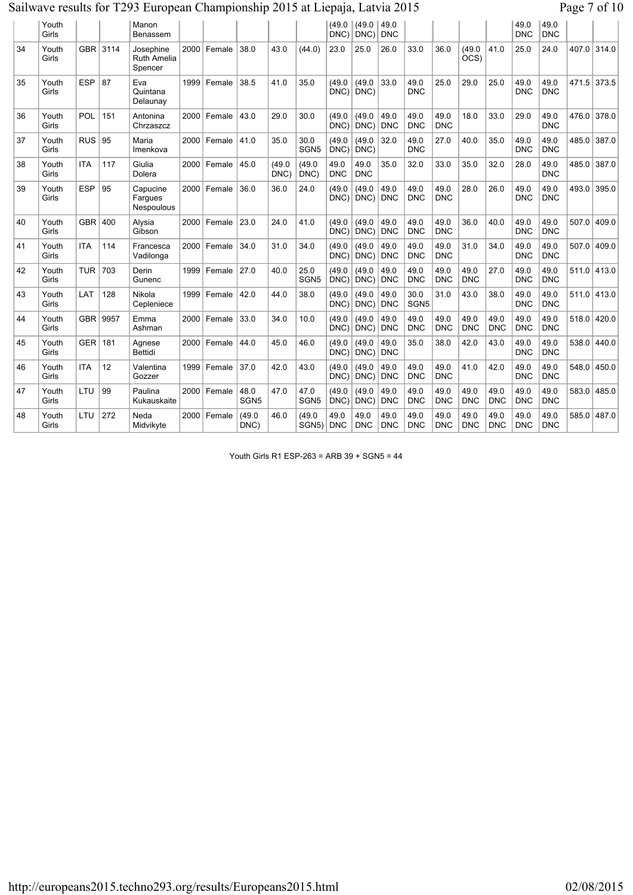| | | | | | | | | | | | | | | | | | | | | | | |
|---|---|---|---|---|---|---|---|---|---|---|---|---|---|---|---|---|---|---|---|---|---|---|
| | Youth Girls | | | Manon Benassem | | | | | | (49.0 DNC) | (49.0 DNC) | 49.0 DNC | | | | | 49.0 DNC | 49.0 DNC | | | | |
| 34 | Youth Girls | GBR | 3114 | Josephine Ruth Amelia Spencer | 2000 | Female | 38.0 | 43.0 | (44.0) | 23.0 | 25.0 | 26.0 | 33.0 | 36.0 | (49.0 OCS) | 41.0 | 25.0 | 24.0 | 407.0 | 314.0 | | |
| 35 | Youth Girls | ESP | 87 | Eva Quintana Delaunay | 1999 | Female | 38.5 | 41.0 | 35.0 | (49.0 DNC) | (49.0 DNC) | 33.0 | 49.0 DNC | 25.0 | 29.0 | 25.0 | 49.0 DNC | 49.0 DNC | 471.5 | 373.5 | | |
| 36 | Youth Girls | POL | 151 | Antonina Chrzaszcz | 2000 | Female | 43.0 | 29.0 | 30.0 | (49.0 DNC) | (49.0 DNC) | 49.0 DNC | 49.0 DNC | 49.0 DNC | 18.0 | 33.0 | 29.0 | 49.0 DNC | 476.0 | 378.0 | | |
| 37 | Youth Girls | RUS | 95 | Maria Imenkova | 2000 | Female | 41.0 | 35.0 | 30.0 SGN5 | (49.0 DNC) | (49.0 DNC) | 32.0 | 49.0 DNC | 27.0 | 40.0 | 35.0 | 49.0 DNC | 49.0 DNC | 485.0 | 387.0 | | |
| 38 | Youth Girls | ITA | 117 | Giulia Dolera | 2000 | Female | 45.0 | (49.0 DNC) | (49.0 DNC) | 49.0 DNC | 49.0 DNC | 35.0 | 32.0 | 33.0 | 35.0 | 32.0 | 28.0 | 49.0 DNC | 485.0 | 387.0 | | |
| 39 | Youth Girls | ESP | 95 | Capucine Fargues Nespoulous | 2000 | Female | 36.0 | 36.0 | 24.0 | (49.0 DNC) | (49.0 DNC) | 49.0 DNC | 49.0 DNC | 49.0 DNC | 28.0 | 26.0 | 49.0 DNC | 49.0 DNC | 493.0 | 395.0 | | |
| 40 | Youth Girls | GBR | 400 | Alysia Gibson | 2000 | Female | 23.0 | 24.0 | 41.0 | (49.0 DNC) | (49.0 DNC) | 49.0 DNC | 49.0 DNC | 49.0 DNC | 36.0 | 40.0 | 49.0 DNC | 49.0 DNC | 507.0 | 409.0 | | |
| 41 | Youth Girls | ITA | 114 | Francesca Vadilonga | 2000 | Female | 34.0 | 31.0 | 34.0 | (49.0 DNC) | (49.0 DNC) | 49.0 DNC | 49.0 DNC | 49.0 DNC | 31.0 | 34.0 | 49.0 DNC | 49.0 DNC | 507.0 | 409.0 | | |
| 42 | Youth Girls | TUR | 703 | Derin Gunenc | 1999 | Female | 27.0 | 40.0 | 25.0 SGN5 | (49.0 DNC) | (49.0 DNC) | 49.0 DNC | 49.0 DNC | 49.0 DNC | 49.0 DNC | 27.0 | 49.0 DNC | 49.0 DNC | 511.0 | 413.0 | | |
| 43 | Youth Girls | LAT | 128 | Nikola Cepleniece | 1999 | Female | 42.0 | 44.0 | 38.0 | (49.0 DNC) | (49.0 DNC) | 49.0 DNC | 30.0 SGN5 | 31.0 | 43.0 | 38.0 | 49.0 DNC | 49.0 DNC | 511.0 | 413.0 | | |
| 44 | Youth Girls | GBR | 9957 | Emma Ashman | 2000 | Female | 33.0 | 34.0 | 10.0 | (49.0 DNC) | (49.0 DNC) | 49.0 DNC | 49.0 DNC | 49.0 DNC | 49.0 DNC | 49.0 DNC | 49.0 DNC | 49.0 DNC | 518.0 | 420.0 | | |
| 45 | Youth Girls | GER | 181 | Agnese Bettidi | 2000 | Female | 44.0 | 45.0 | 46.0 | (49.0 DNC) | (49.0 DNC) | 49.0 DNC | 35.0 | 38.0 | 42.0 | 43.0 | 49.0 DNC | 49.0 DNC | 538.0 | 440.0 | | |
| 46 | Youth Girls | ITA | 12 | Valentina Gozzer | 1999 | Female | 37.0 | 42.0 | 43.0 | (49.0 DNC) | (49.0 DNC) | 49.0 DNC | 49.0 DNC | 49.0 DNC | 41.0 | 42.0 | 49.0 DNC | 49.0 DNC | 548.0 | 450.0 | | |
| 47 | Youth Girls | LTU | 99 | Paulina Kukauskaite | 2000 | Female | 48.0 SGN5 | 47.0 | 47.0 SGN5 | (49.0 DNC) | (49.0 DNC) | 49.0 DNC | 49.0 DNC | 49.0 DNC | 49.0 DNC | 49.0 DNC | 49.0 DNC | 49.0 DNC | 583.0 | 485.0 | | |
| 48 | Youth Girls | LTU | 272 | Neda Midvikyte | 2000 | Female | (49.0 DNC) | 46.0 | (49.0 SGN5) | 49.0 DNC | 49.0 DNC | 49.0 DNC | 49.0 DNC | 49.0 DNC | 49.0 DNC | 49.0 DNC | 49.0 DNC | 49.0 DNC | 585.0 | 487.0 | | |

Youth Girls R1 ESP-263 = ARB 39 + SGN5 = 44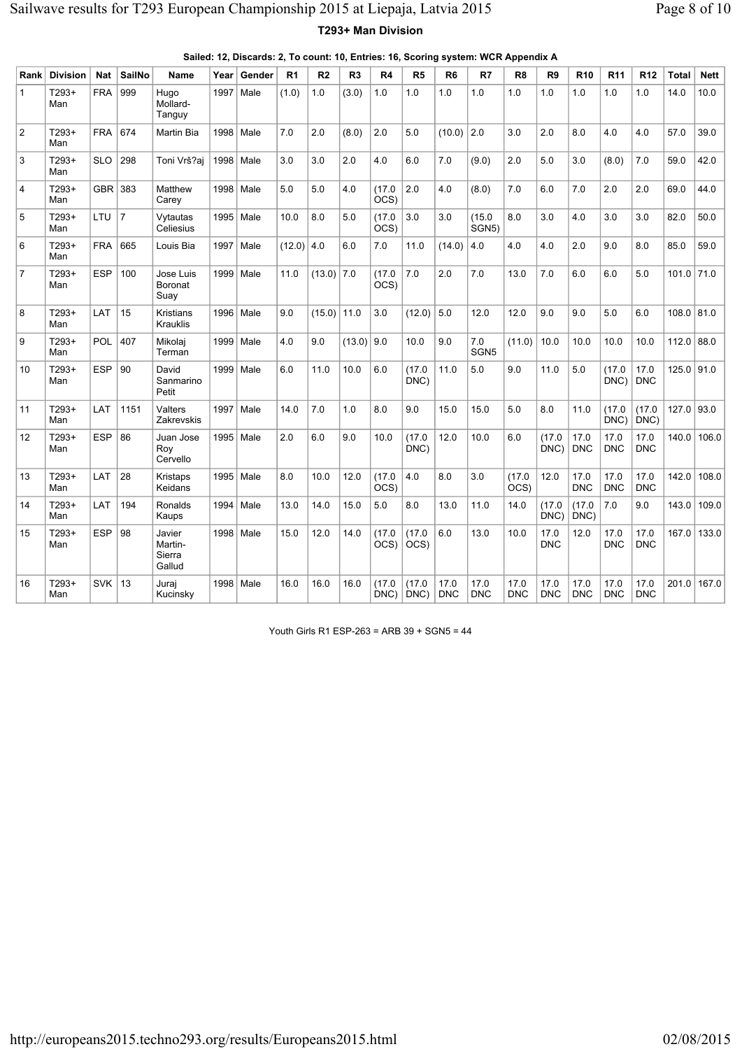## T293+ Man Division

**Sailed: 12, Discards: 2, To count: 10, Entries: 16, Scoring system: WCR Appendix A**

| Rank | Division | Nat | SailNo | Name | Year | Gender | R1 | R2 | R3 | R4 | R5 | R6 | R7 | R8 | R9 | R10 | R11 | R12 | Total | Nett |
|---|---|---|---|---|---|---|---|---|---|---|---|---|---|---|---|---|---|---|---|---|
| 1 | T293+ Man | FRA | 999 | Hugo Mollard-Tanguy | 1997 | Male | (1.0) | 1.0 | (3.0) | 1.0 | 1.0 | 1.0 | 1.0 | 1.0 | 1.0 | 1.0 | 1.0 | 1.0 | 14.0 | 10.0 |
| 2 | T293+ Man | FRA | 674 | Martin Bia | 1998 | Male | 7.0 | 2.0 | (8.0) | 2.0 | 5.0 | (10.0) | 2.0 | 3.0 | 2.0 | 8.0 | 4.0 | 4.0 | 57.0 | 39.0 |
| 3 | T293+ Man | SLO | 298 | Toni Vrš?aj | 1998 | Male | 3.0 | 3.0 | 2.0 | 4.0 | 6.0 | 7.0 | (9.0) | 2.0 | 5.0 | 3.0 | (8.0) | 7.0 | 59.0 | 42.0 |
| 4 | T293+ Man | GBR | 383 | Matthew Carey | 1998 | Male | 5.0 | 5.0 | 4.0 | (17.0 OCS) | 2.0 | 4.0 | (8.0) | 7.0 | 6.0 | 7.0 | 2.0 | 2.0 | 69.0 | 44.0 |
| 5 | T293+ Man | LTU | 7 | Vytautas Celiesius | 1995 | Male | 10.0 | 8.0 | 5.0 | (17.0 OCS) | 3.0 | 3.0 | (15.0 SGN5) | 8.0 | 3.0 | 4.0 | 3.0 | 3.0 | 82.0 | 50.0 |
| 6 | T293+ Man | FRA | 665 | Louis Bia | 1997 | Male | (12.0) | 4.0 | 6.0 | 7.0 | 11.0 | (14.0) | 4.0 | 4.0 | 4.0 | 2.0 | 9.0 | 8.0 | 85.0 | 59.0 |
| 7 | T293+ Man | ESP | 100 | Jose Luis Boronat Suay | 1999 | Male | 11.0 | (13.0) | 7.0 | (17.0 OCS) | 7.0 | 2.0 | 7.0 | 13.0 | 7.0 | 6.0 | 6.0 | 5.0 | 101.0 | 71.0 |
| 8 | T293+ Man | LAT | 15 | Kristians Krauklis | 1996 | Male | 9.0 | (15.0) | 11.0 | 3.0 | (12.0) | 5.0 | 12.0 | 12.0 | 9.0 | 9.0 | 5.0 | 6.0 | 108.0 | 81.0 |
| 9 | T293+ Man | POL | 407 | Mikolaj Terman | 1999 | Male | 4.0 | 9.0 | (13.0) | 9.0 | 10.0 | 9.0 | 7.0 SGN5 | (11.0) | 10.0 | 10.0 | 10.0 | 10.0 | 112.0 | 88.0 |
| 10 | T293+ Man | ESP | 90 | David Sanmarino Petit | 1999 | Male | 6.0 | 11.0 | 10.0 | 6.0 | (17.0 DNC) | 11.0 | 5.0 | 9.0 | 11.0 | 5.0 | (17.0 DNC) | 17.0 DNC | 125.0 | 91.0 |
| 11 | T293+ Man | LAT | 1151 | Valters Zakrevskis | 1997 | Male | 14.0 | 7.0 | 1.0 | 8.0 | 9.0 | 15.0 | 15.0 | 5.0 | 8.0 | 11.0 | (17.0 DNC) | (17.0 DNC) | 127.0 | 93.0 |
| 12 | T293+ Man | ESP | 86 | Juan Jose Roy Cervello | 1995 | Male | 2.0 | 6.0 | 9.0 | 10.0 | (17.0 DNC) | 12.0 | 10.0 | 6.0 | (17.0 DNC) | 17.0 DNC | 17.0 DNC | 17.0 DNC | 140.0 | 106.0 |
| 13 | T293+ Man | LAT | 28 | Kristaps Keidans | 1995 | Male | 8.0 | 10.0 | 12.0 | (17.0 OCS) | 4.0 | 8.0 | 3.0 | (17.0 OCS) | 12.0 | 17.0 DNC | 17.0 DNC | 17.0 DNC | 142.0 | 108.0 |
| 14 | T293+ Man | LAT | 194 | Ronalds Kaups | 1994 | Male | 13.0 | 14.0 | 15.0 | 5.0 | 8.0 | 13.0 | 11.0 | 14.0 | (17.0 DNC) | (17.0 DNC) | 7.0 | 9.0 | 143.0 | 109.0 |
| 15 | T293+ Man | ESP | 98 | Javier Martin-Sierra Gallud | 1998 | Male | 15.0 | 12.0 | 14.0 | (17.0 OCS) | (17.0 OCS) | 6.0 | 13.0 | 10.0 | 17.0 DNC | 12.0 | 17.0 DNC | 17.0 DNC | 167.0 | 133.0 |
| 16 | T293+ Man | SVK | 13 | Juraj Kucinsky | 1998 | Male | 16.0 | 16.0 | 16.0 | (17.0 DNC) | (17.0 DNC) | 17.0 DNC | 17.0 DNC | 17.0 DNC | 17.0 DNC | 17.0 DNC | 17.0 DNC | 17.0 DNC | 201.0 | 167.0 |

Youth Girls R1 ESP-263 = ARB 39 + SGN5 = 44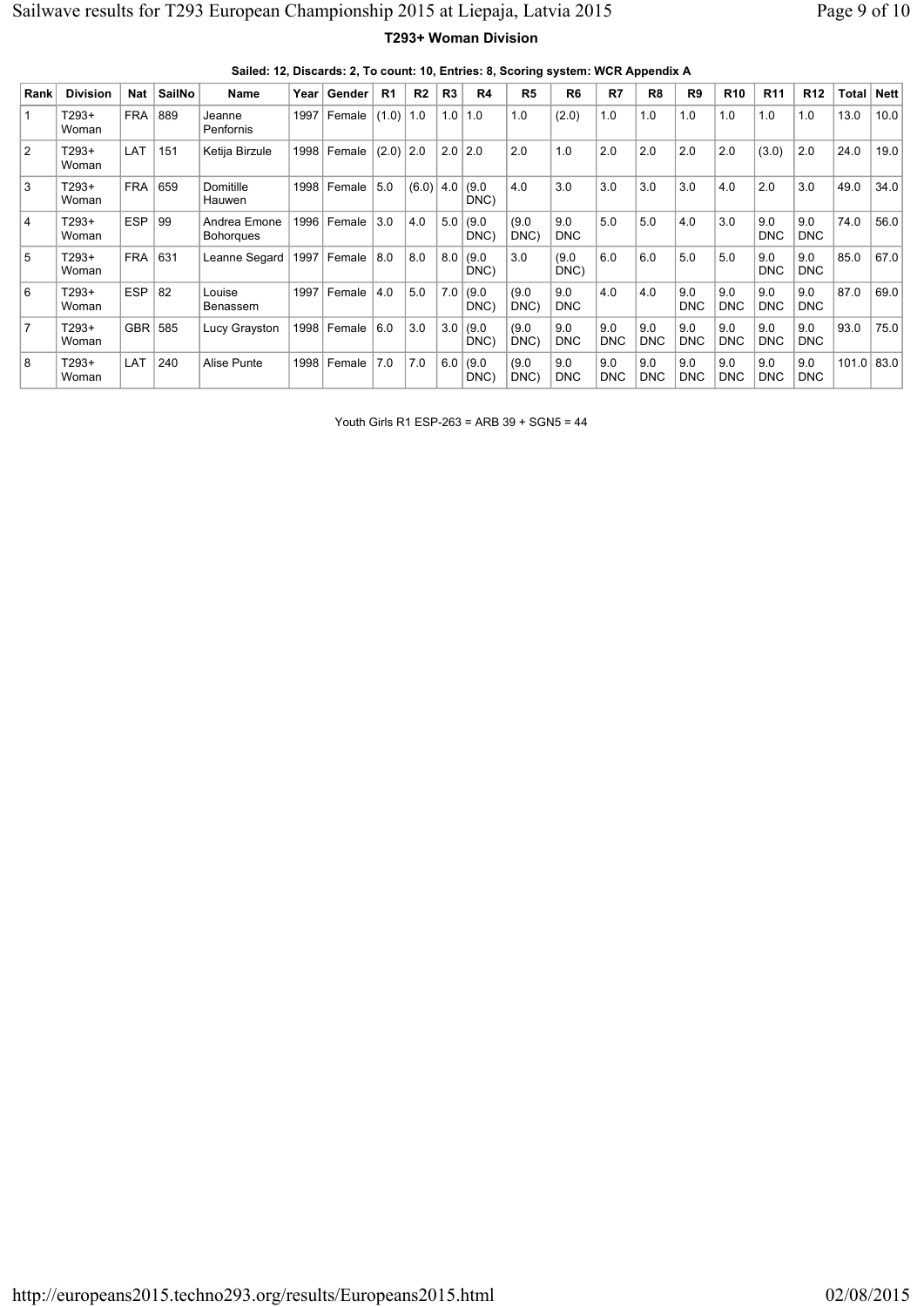## T293+ Woman Division

**Sailed: 12, Discards: 2, To count: 10, Entries: 8, Scoring system: WCR Appendix A**

| Rank | Division | Nat | SailNo | Name | Year | Gender | R1 | R2 | R3 | R4 | R5 | R6 | R7 | R8 | R9 | R10 | R11 | R12 | Total | Nett |
|---|---|---|---|---|---|---|---|---|---|---|---|---|---|---|---|---|---|---|---|---|
| 1 | T293+ Woman | FRA | 889 | Jeanne Penfornis | 1997 | Female | (1.0) | 1.0 | 1.0 | 1.0 | 1.0 | (2.0) | 1.0 | 1.0 | 1.0 | 1.0 | 1.0 | 1.0 | 13.0 | 10.0 |
| 2 | T293+ Woman | LAT | 151 | Ketija Birzule | 1998 | Female | (2.0) | 2.0 | 2.0 | 2.0 | 2.0 | 1.0 | 2.0 | 2.0 | 2.0 | 2.0 | (3.0) | 2.0 | 24.0 | 19.0 |
| 3 | T293+ Woman | FRA | 659 | Domitille Hauwen | 1998 | Female | 5.0 | (6.0) | 4.0 | (9.0 DNC) | 4.0 | 3.0 | 3.0 | 3.0 | 3.0 | 4.0 | 2.0 | 3.0 | 49.0 | 34.0 |
| 4 | T293+ Woman | ESP | 99 | Andrea Emone Bohorques | 1996 | Female | 3.0 | 4.0 | 5.0 | (9.0 DNC) | (9.0 DNC) | 9.0 DNC | 5.0 | 5.0 | 4.0 | 3.0 | 9.0 DNC | 9.0 DNC | 74.0 | 56.0 |
| 5 | T293+ Woman | FRA | 631 | Leanne Segard | 1997 | Female | 8.0 | 8.0 | 8.0 | (9.0 DNC) | 3.0 | (9.0 DNC) | 6.0 | 6.0 | 5.0 | 5.0 | 9.0 DNC | 9.0 DNC | 85.0 | 67.0 |
| 6 | T293+ Woman | ESP | 82 | Louise Benassem | 1997 | Female | 4.0 | 5.0 | 7.0 | (9.0 DNC) | (9.0 DNC) | 9.0 DNC | 4.0 | 4.0 | 9.0 DNC | 9.0 DNC | 9.0 DNC | 9.0 DNC | 87.0 | 69.0 |
| 7 | T293+ Woman | GBR | 585 | Lucy Grayston | 1998 | Female | 6.0 | 3.0 | 3.0 | (9.0 DNC) | (9.0 DNC) | 9.0 DNC | 9.0 DNC | 9.0 DNC | 9.0 DNC | 9.0 DNC | 9.0 DNC | 9.0 DNC | 93.0 | 75.0 |
| 8 | T293+ Woman | LAT | 240 | Alise Punte | 1998 | Female | 7.0 | 7.0 | 6.0 | (9.0 DNC) | (9.0 DNC) | 9.0 DNC | 9.0 DNC | 9.0 DNC | 9.0 DNC | 9.0 DNC | 9.0 DNC | 9.0 DNC | 101.0 | 83.0 |

Youth Girls R1 ESP-263 = ARB 39 + SGN5 = 44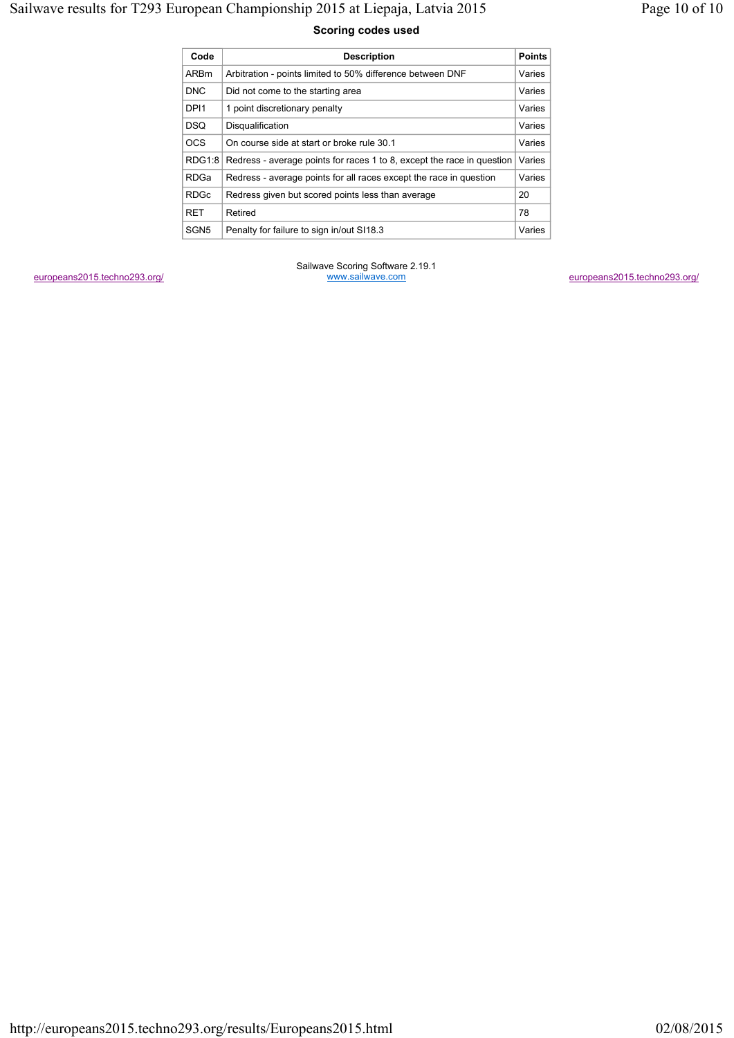**Scoring codes used**

| Code | Description | Points |
| --- | --- | --- |
| ARBm | Arbitration - points limited to 50% difference between DNF | Varies |
| DNC | Did not come to the starting area | Varies |
| DPI1 | 1 point discretionary penalty | Varies |
| DSQ | Disqualification | Varies |
| OCS | On course side at start or broke rule 30.1 | Varies |
| RDG1:8 | Redress - average points for races 1 to 8, except the race in question | Varies |
| RDGa | Redress - average points for all races except the race in question | Varies |
| RDGc | Redress given but scored points less than average | 20 |
| RET | Retired | 78 |
| SGN5 | Penalty for failure to sign in/out SI18.3 | Varies |

europeans2015.techno293.org/

Sailwave Scoring Software 2.19.1
www.sailwave.com

europeans2015.techno293.org/